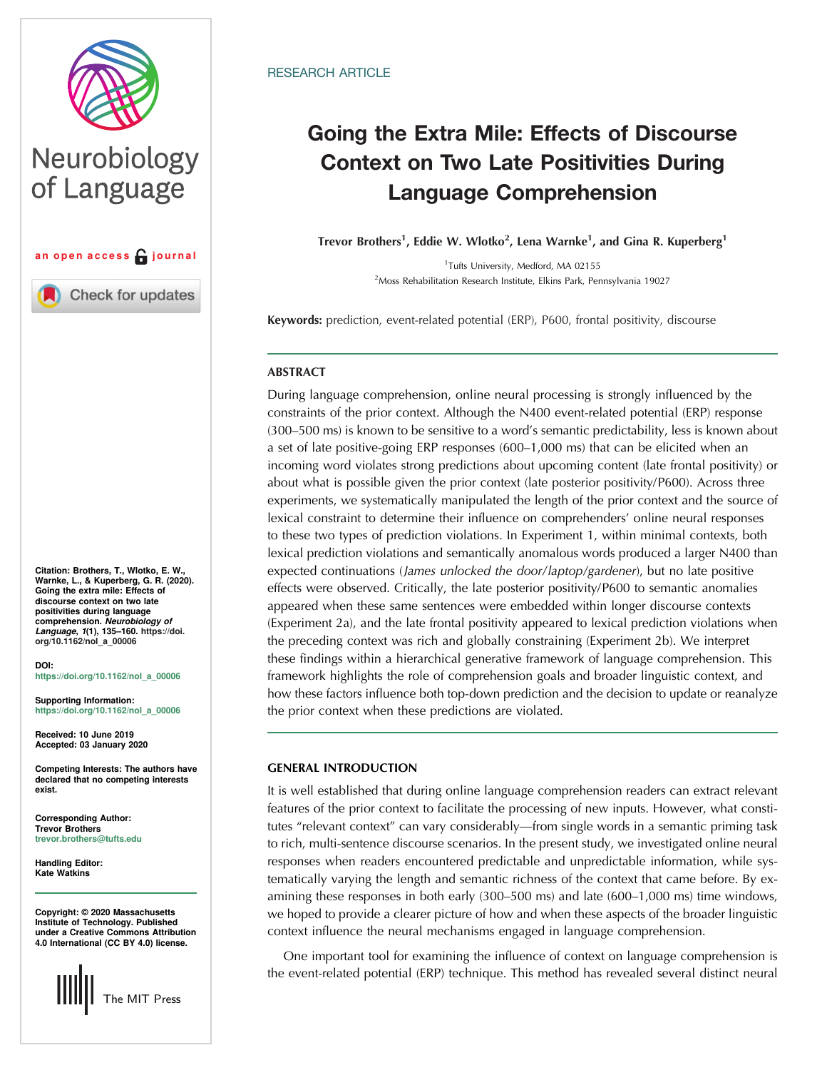RESEARCH ARTICLE

# Going the Extra Mile: Effects of Discourse Context on Two Late Positivities During Language Comprehension

**Trevor Brothers[1], Eddie W. Wlotko[2], Lena Warnke[1], and Gina R. Kuperberg[1]**

[1]Tufts University, Medford, MA 02155

[2]Moss Rehabilitation Research Institute, Elkins Park, Pennsylvania 19027

**Keywords:** prediction, event-related potential (ERP), P600, frontal positivity, discourse

## ABSTRACT

During language comprehension, online neural processing is strongly influenced by the constraints of the prior context. Although the N400 event-related potential (ERP) response (300–500 ms) is known to be sensitive to a word's semantic predictability, less is known about a set of late positive-going ERP responses (600–1,000 ms) that can be elicited when an incoming word violates strong predictions about upcoming content (late frontal positivity) or about what is possible given the prior context (late posterior positivity/P600). Across three experiments, we systematically manipulated the length of the prior context and the source of lexical constraint to determine their influence on comprehenders' online neural responses to these two types of prediction violations. In Experiment 1, within minimal contexts, both lexical prediction violations and semantically anomalous words produced a larger N400 than expected continuations (*James unlocked the door/laptop/gardener*), but no late positive effects were observed. Critically, the late posterior positivity/P600 to semantic anomalies appeared when these same sentences were embedded within longer discourse contexts (Experiment 2a), and the late frontal positivity appeared to lexical prediction violations when the preceding context was rich and globally constraining (Experiment 2b). We interpret these findings within a hierarchical generative framework of language comprehension. This framework highlights the role of comprehension goals and broader linguistic context, and how these factors influence both top-down prediction and the decision to update or reanalyze the prior context when these predictions are violated.

**Citation:** Brothers, T., Wlotko, E. W., Warnke, L., & Kuperberg, G. R. (2020). Going the extra mile: Effects of discourse context on two late positivities during language comprehension. *Neurobiology of Language*, *1*(1), 135–160. https://doi.org/10.1162/nol_a_00006

**DOI:** https://doi.org/10.1162/nol_a_00006

**Supporting Information:** https://doi.org/10.1162/nol_a_00006

**Received:** 10 June 2019
**Accepted:** 03 January 2020

**Competing Interests:** The authors have declared that no competing interests exist.

**Corresponding Author:** Trevor Brothers trevor.brothers@tufts.edu

**Handling Editor:** Kate Watkins

**Copyright:** © 2020 Massachusetts Institute of Technology. Published under a Creative Commons Attribution 4.0 International (CC BY 4.0) license.

## GENERAL INTRODUCTION

It is well established that during online language comprehension readers can extract relevant features of the prior context to facilitate the processing of new inputs. However, what constitutes "relevant context" can vary considerably—from single words in a semantic priming task to rich, multi-sentence discourse scenarios. In the present study, we investigated online neural responses when readers encountered predictable and unpredictable information, while systematically varying the length and semantic richness of the context that came before. By examining these responses in both early (300–500 ms) and late (600–1,000 ms) time windows, we hoped to provide a clearer picture of how and when these aspects of the broader linguistic context influence the neural mechanisms engaged in language comprehension.

One important tool for examining the influence of context on language comprehension is the event-related potential (ERP) technique. This method has revealed several distinct neural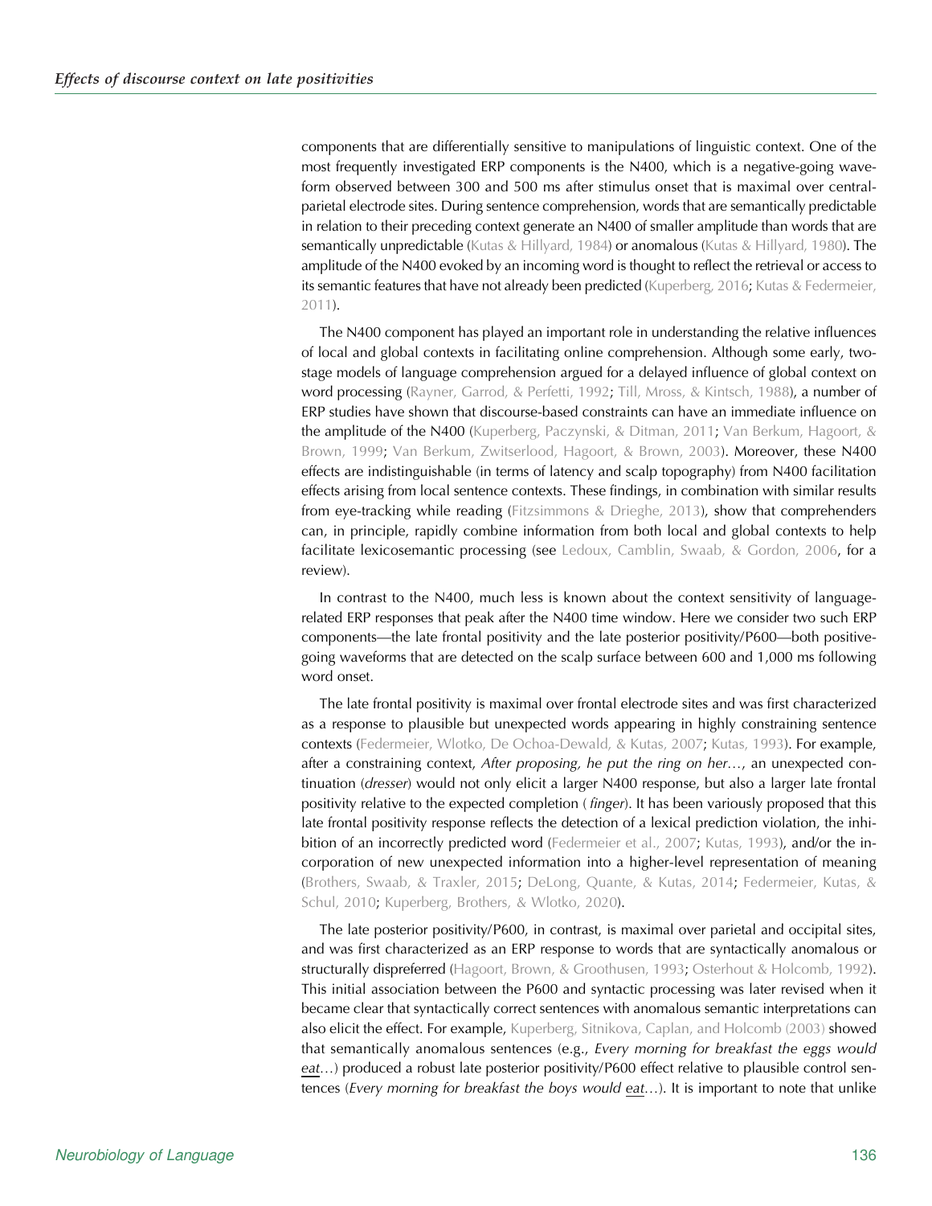components that are differentially sensitive to manipulations of linguistic context. One of the most frequently investigated ERP components is the N400, which is a negative-going waveform observed between 300 and 500 ms after stimulus onset that is maximal over central-parietal electrode sites. During sentence comprehension, words that are semantically predictable in relation to their preceding context generate an N400 of smaller amplitude than words that are semantically unpredictable (Kutas & Hillyard, 1984) or anomalous (Kutas & Hillyard, 1980). The amplitude of the N400 evoked by an incoming word is thought to reflect the retrieval or access to its semantic features that have not already been predicted (Kuperberg, 2016; Kutas & Federmeier, 2011).

The N400 component has played an important role in understanding the relative influences of local and global contexts in facilitating online comprehension. Although some early, two-stage models of language comprehension argued for a delayed influence of global context on word processing (Rayner, Garrod, & Perfetti, 1992; Till, Mross, & Kintsch, 1988), a number of ERP studies have shown that discourse-based constraints can have an immediate influence on the amplitude of the N400 (Kuperberg, Paczynski, & Ditman, 2011; Van Berkum, Hagoort, & Brown, 1999; Van Berkum, Zwitserlood, Hagoort, & Brown, 2003). Moreover, these N400 effects are indistinguishable (in terms of latency and scalp topography) from N400 facilitation effects arising from local sentence contexts. These findings, in combination with similar results from eye-tracking while reading (Fitzsimmons & Drieghe, 2013), show that comprehenders can, in principle, rapidly combine information from both local and global contexts to help facilitate lexicosemantic processing (see Ledoux, Camblin, Swaab, & Gordon, 2006, for a review).

In contrast to the N400, much less is known about the context sensitivity of language-related ERP responses that peak after the N400 time window. Here we consider two such ERP components—the late frontal positivity and the late posterior positivity/P600—both positive-going waveforms that are detected on the scalp surface between 600 and 1,000 ms following word onset.

The late frontal positivity is maximal over frontal electrode sites and was first characterized as a response to plausible but unexpected words appearing in highly constraining sentence contexts (Federmeier, Wlotko, De Ochoa-Dewald, & Kutas, 2007; Kutas, 1993). For example, after a constraining context, *After proposing, he put the ring on her…*, an unexpected continuation (*dresser*) would not only elicit a larger N400 response, but also a larger late frontal positivity relative to the expected completion (*finger*). It has been variously proposed that this late frontal positivity response reflects the detection of a lexical prediction violation, the inhibition of an incorrectly predicted word (Federmeier et al., 2007; Kutas, 1993), and/or the incorporation of new unexpected information into a higher-level representation of meaning (Brothers, Swaab, & Traxler, 2015; DeLong, Quante, & Kutas, 2014; Federmeier, Kutas, & Schul, 2010; Kuperberg, Brothers, & Wlotko, 2020).

The late posterior positivity/P600, in contrast, is maximal over parietal and occipital sites, and was first characterized as an ERP response to words that are syntactically anomalous or structurally dispreferred (Hagoort, Brown, & Groothusen, 1993; Osterhout & Holcomb, 1992). This initial association between the P600 and syntactic processing was later revised when it became clear that syntactically correct sentences with anomalous semantic interpretations can also elicit the effect. For example, Kuperberg, Sitnikova, Caplan, and Holcomb (2003) showed that semantically anomalous sentences (e.g., *Every morning for breakfast the eggs would eat…*) produced a robust late posterior positivity/P600 effect relative to plausible control sentences (*Every morning for breakfast the boys would eat…*). It is important to note that unlike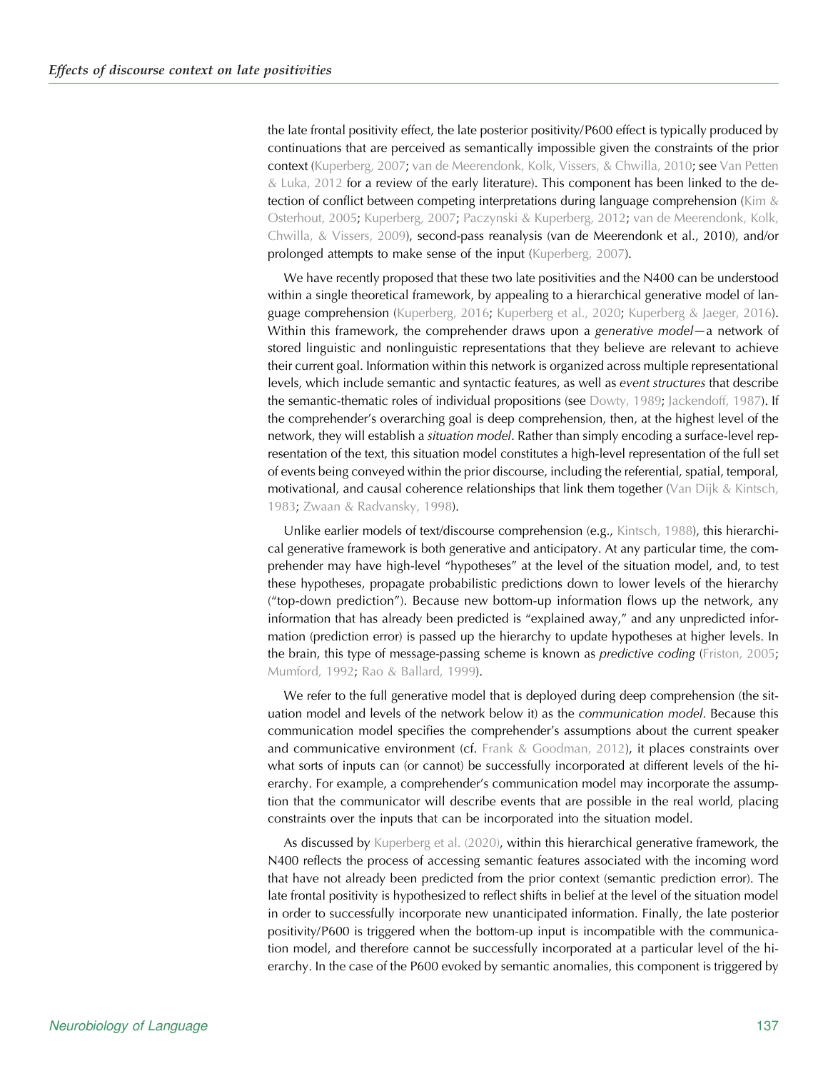the late frontal positivity effect, the late posterior positivity/P600 effect is typically produced by continuations that are perceived as semantically impossible given the constraints of the prior context (Kuperberg, 2007; van de Meerendonk, Kolk, Vissers, & Chwilla, 2010; see Van Petten & Luka, 2012 for a review of the early literature). This component has been linked to the detection of conflict between competing interpretations during language comprehension (Kim & Osterhout, 2005; Kuperberg, 2007; Paczynski & Kuperberg, 2012; van de Meerendonk, Kolk, Chwilla, & Vissers, 2009), second-pass reanalysis (van de Meerendonk et al., 2010), and/or prolonged attempts to make sense of the input (Kuperberg, 2007).

We have recently proposed that these two late positivities and the N400 can be understood within a single theoretical framework, by appealing to a hierarchical generative model of language comprehension (Kuperberg, 2016; Kuperberg et al., 2020; Kuperberg & Jaeger, 2016). Within this framework, the comprehender draws upon a *generative model*—a network of stored linguistic and nonlinguistic representations that they believe are relevant to achieve their current goal. Information within this network is organized across multiple representational levels, which include semantic and syntactic features, as well as *event structures* that describe the semantic-thematic roles of individual propositions (see Dowty, 1989; Jackendoff, 1987). If the comprehender's overarching goal is deep comprehension, then, at the highest level of the network, they will establish a *situation model*. Rather than simply encoding a surface-level representation of the text, this situation model constitutes a high-level representation of the full set of events being conveyed within the prior discourse, including the referential, spatial, temporal, motivational, and causal coherence relationships that link them together (Van Dijk & Kintsch, 1983; Zwaan & Radvansky, 1998).

Unlike earlier models of text/discourse comprehension (e.g., Kintsch, 1988), this hierarchical generative framework is both generative and anticipatory. At any particular time, the comprehender may have high-level "hypotheses" at the level of the situation model, and, to test these hypotheses, propagate probabilistic predictions down to lower levels of the hierarchy ("top-down prediction"). Because new bottom-up information flows up the network, any information that has already been predicted is "explained away," and any unpredicted information (prediction error) is passed up the hierarchy to update hypotheses at higher levels. In the brain, this type of message-passing scheme is known as *predictive coding* (Friston, 2005; Mumford, 1992; Rao & Ballard, 1999).

We refer to the full generative model that is deployed during deep comprehension (the situation model and levels of the network below it) as the *communication model*. Because this communication model specifies the comprehender's assumptions about the current speaker and communicative environment (cf. Frank & Goodman, 2012), it places constraints over what sorts of inputs can (or cannot) be successfully incorporated at different levels of the hierarchy. For example, a comprehender's communication model may incorporate the assumption that the communicator will describe events that are possible in the real world, placing constraints over the inputs that can be incorporated into the situation model.

As discussed by Kuperberg et al. (2020), within this hierarchical generative framework, the N400 reflects the process of accessing semantic features associated with the incoming word that have not already been predicted from the prior context (semantic prediction error). The late frontal positivity is hypothesized to reflect shifts in belief at the level of the situation model in order to successfully incorporate new unanticipated information. Finally, the late posterior positivity/P600 is triggered when the bottom-up input is incompatible with the communication model, and therefore cannot be successfully incorporated at a particular level of the hierarchy. In the case of the P600 evoked by semantic anomalies, this component is triggered by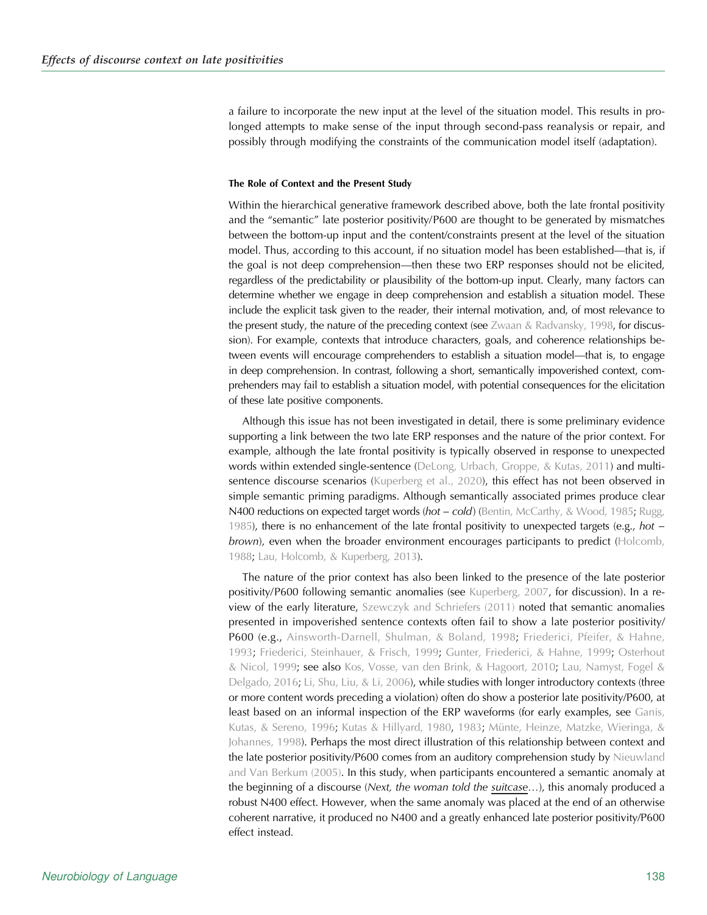a failure to incorporate the new input at the level of the situation model. This results in prolonged attempts to make sense of the input through second-pass reanalysis or repair, and possibly through modifying the constraints of the communication model itself (adaptation).

#### The Role of Context and the Present Study

Within the hierarchical generative framework described above, both the late frontal positivity and the "semantic" late posterior positivity/P600 are thought to be generated by mismatches between the bottom-up input and the content/constraints present at the level of the situation model. Thus, according to this account, if no situation model has been established—that is, if the goal is not deep comprehension—then these two ERP responses should not be elicited, regardless of the predictability or plausibility of the bottom-up input. Clearly, many factors can determine whether we engage in deep comprehension and establish a situation model. These include the explicit task given to the reader, their internal motivation, and, of most relevance to the present study, the nature of the preceding context (see Zwaan & Radvansky, 1998, for discussion). For example, contexts that introduce characters, goals, and coherence relationships between events will encourage comprehenders to establish a situation model—that is, to engage in deep comprehension. In contrast, following a short, semantically impoverished context, comprehenders may fail to establish a situation model, with potential consequences for the elicitation of these late positive components.

Although this issue has not been investigated in detail, there is some preliminary evidence supporting a link between the two late ERP responses and the nature of the prior context. For example, although the late frontal positivity is typically observed in response to unexpected words within extended single-sentence (DeLong, Urbach, Groppe, & Kutas, 2011) and multi-sentence discourse scenarios (Kuperberg et al., 2020), this effect has not been observed in simple semantic priming paradigms. Although semantically associated primes produce clear N400 reductions on expected target words (*hot – cold*) (Bentin, McCarthy, & Wood, 1985; Rugg, 1985), there is no enhancement of the late frontal positivity to unexpected targets (e.g., *hot – brown*), even when the broader environment encourages participants to predict (Holcomb, 1988; Lau, Holcomb, & Kuperberg, 2013).

The nature of the prior context has also been linked to the presence of the late posterior positivity/P600 following semantic anomalies (see Kuperberg, 2007, for discussion). In a review of the early literature, Szewczyk and Schriefers (2011) noted that semantic anomalies presented in impoverished sentence contexts often fail to show a late posterior positivity/P600 (e.g., Ainsworth-Darnell, Shulman, & Boland, 1998; Friederici, Pfeifer, & Hahne, 1993; Friederici, Steinhauer, & Frisch, 1999; Gunter, Friederici, & Hahne, 1999; Osterhout & Nicol, 1999; see also Kos, Vosse, van den Brink, & Hagoort, 2010; Lau, Namyst, Fogel & Delgado, 2016; Li, Shu, Liu, & Li, 2006), while studies with longer introductory contexts (three or more content words preceding a violation) often do show a posterior late positivity/P600, at least based on an informal inspection of the ERP waveforms (for early examples, see Ganis, Kutas, & Sereno, 1996; Kutas & Hillyard, 1980, 1983; Münte, Heinze, Matzke, Wieringa, & Johannes, 1998). Perhaps the most direct illustration of this relationship between context and the late posterior positivity/P600 comes from an auditory comprehension study by Nieuwland and Van Berkum (2005). In this study, when participants encountered a semantic anomaly at the beginning of a discourse (*Next, the woman told the suitcase*…), this anomaly produced a robust N400 effect. However, when the same anomaly was placed at the end of an otherwise coherent narrative, it produced no N400 and a greatly enhanced late posterior positivity/P600 effect instead.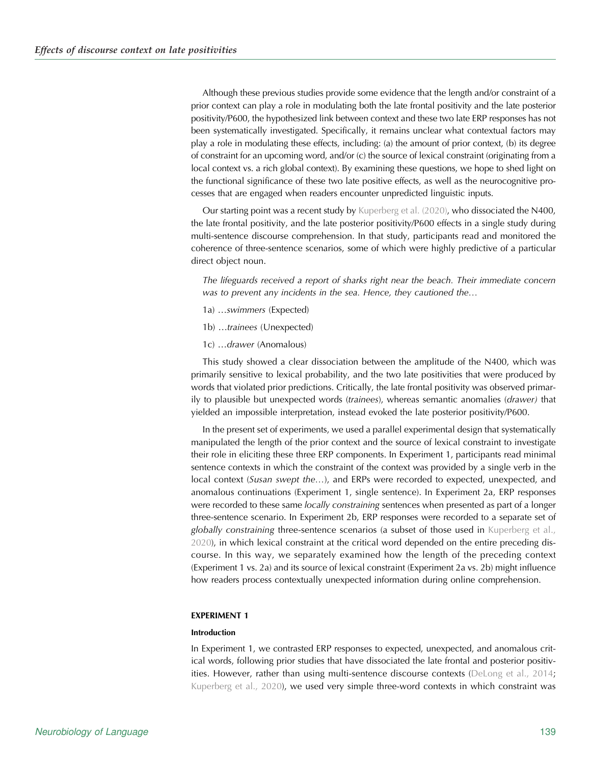Although these previous studies provide some evidence that the length and/or constraint of a prior context can play a role in modulating both the late frontal positivity and the late posterior positivity/P600, the hypothesized link between context and these two late ERP responses has not been systematically investigated. Specifically, it remains unclear what contextual factors may play a role in modulating these effects, including: (a) the amount of prior context, (b) its degree of constraint for an upcoming word, and/or (c) the source of lexical constraint (originating from a local context vs. a rich global context). By examining these questions, we hope to shed light on the functional significance of these two late positive effects, as well as the neurocognitive processes that are engaged when readers encounter unpredicted linguistic inputs.

Our starting point was a recent study by Kuperberg et al. (2020), who dissociated the N400, the late frontal positivity, and the late posterior positivity/P600 effects in a single study during multi-sentence discourse comprehension. In that study, participants read and monitored the coherence of three-sentence scenarios, some of which were highly predictive of a particular direct object noun.

*The lifeguards received a report of sharks right near the beach. Their immediate concern was to prevent any incidents in the sea. Hence, they cautioned the…*

1a) …*swimmers* (Expected)

1b) …*trainees* (Unexpected)

1c) …*drawer* (Anomalous)

This study showed a clear dissociation between the amplitude of the N400, which was primarily sensitive to lexical probability, and the two late positivities that were produced by words that violated prior predictions. Critically, the late frontal positivity was observed primarily to plausible but unexpected words (*trainees*), whereas semantic anomalies (*drawer)* that yielded an impossible interpretation, instead evoked the late posterior positivity/P600.

In the present set of experiments, we used a parallel experimental design that systematically manipulated the length of the prior context and the source of lexical constraint to investigate their role in eliciting these three ERP components. In Experiment 1, participants read minimal sentence contexts in which the constraint of the context was provided by a single verb in the local context (*Susan swept the*…), and ERPs were recorded to expected, unexpected, and anomalous continuations (Experiment 1, single sentence). In Experiment 2a, ERP responses were recorded to these same *locally constraining* sentences when presented as part of a longer three-sentence scenario. In Experiment 2b, ERP responses were recorded to a separate set of *globally constraining* three-sentence scenarios (a subset of those used in Kuperberg et al., 2020), in which lexical constraint at the critical word depended on the entire preceding discourse. In this way, we separately examined how the length of the preceding context (Experiment 1 vs. 2a) and its source of lexical constraint (Experiment 2a vs. 2b) might influence how readers process contextually unexpected information during online comprehension.

## EXPERIMENT 1

### Introduction

In Experiment 1, we contrasted ERP responses to expected, unexpected, and anomalous critical words, following prior studies that have dissociated the late frontal and posterior positivities. However, rather than using multi-sentence discourse contexts (DeLong et al., 2014; Kuperberg et al., 2020), we used very simple three-word contexts in which constraint was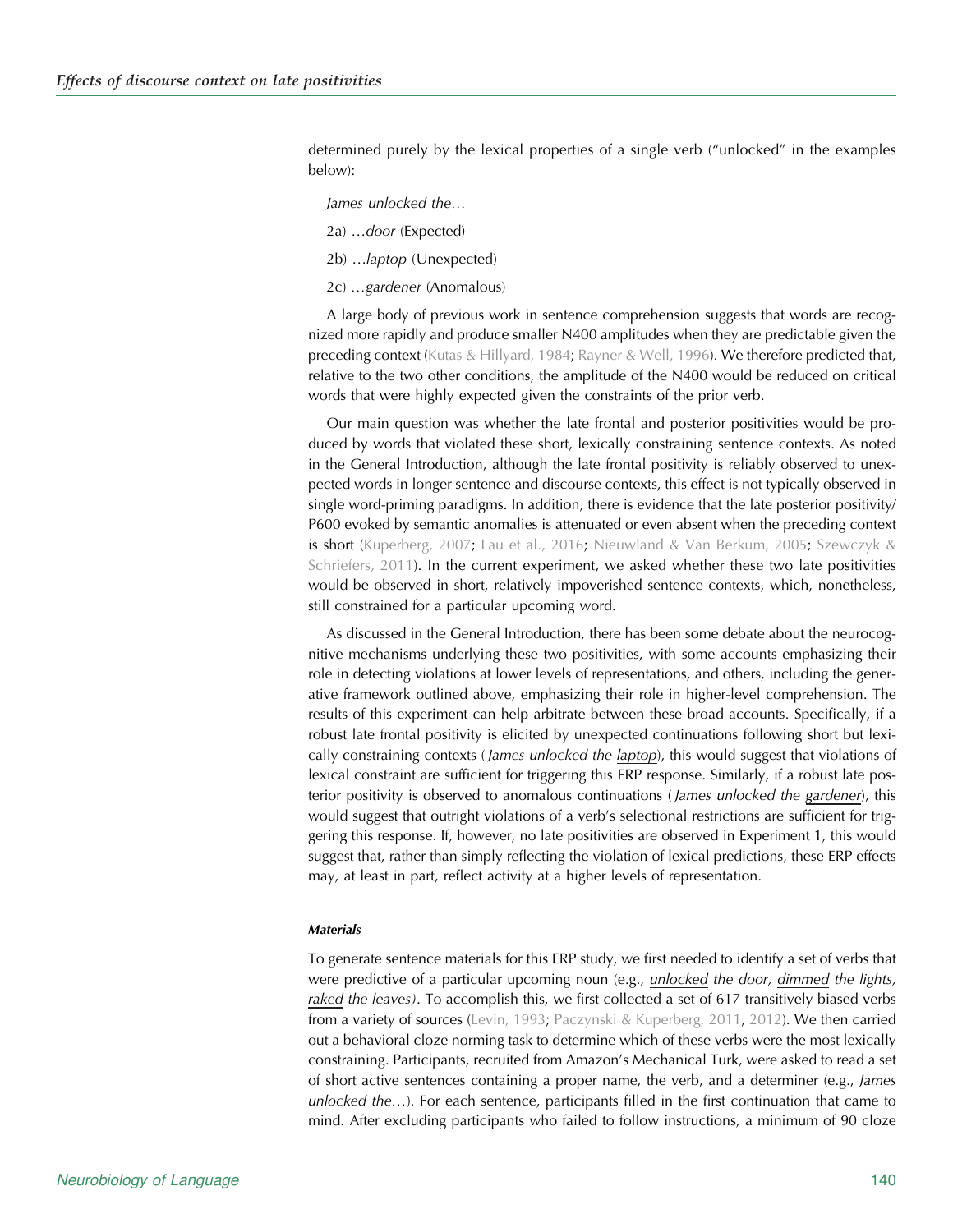determined purely by the lexical properties of a single verb ("unlocked" in the examples below):

*James unlocked the…*

2a) …*door* (Expected)

2b) …*laptop* (Unexpected)

2c) …*gardener* (Anomalous)

A large body of previous work in sentence comprehension suggests that words are recognized more rapidly and produce smaller N400 amplitudes when they are predictable given the preceding context (Kutas & Hillyard, 1984; Rayner & Well, 1996). We therefore predicted that, relative to the two other conditions, the amplitude of the N400 would be reduced on critical words that were highly expected given the constraints of the prior verb.

Our main question was whether the late frontal and posterior positivities would be produced by words that violated these short, lexically constraining sentence contexts. As noted in the General Introduction, although the late frontal positivity is reliably observed to unexpected words in longer sentence and discourse contexts, this effect is not typically observed in single word-priming paradigms. In addition, there is evidence that the late posterior positivity/ P600 evoked by semantic anomalies is attenuated or even absent when the preceding context is short (Kuperberg, 2007; Lau et al., 2016; Nieuwland & Van Berkum, 2005; Szewczyk & Schriefers, 2011). In the current experiment, we asked whether these two late positivities would be observed in short, relatively impoverished sentence contexts, which, nonetheless, still constrained for a particular upcoming word.

As discussed in the General Introduction, there has been some debate about the neurocognitive mechanisms underlying these two positivities, with some accounts emphasizing their role in detecting violations at lower levels of representations, and others, including the generative framework outlined above, emphasizing their role in higher-level comprehension. The results of this experiment can help arbitrate between these broad accounts. Specifically, if a robust late frontal positivity is elicited by unexpected continuations following short but lexically constraining contexts (*James unlocked the laptop*), this would suggest that violations of lexical constraint are sufficient for triggering this ERP response. Similarly, if a robust late posterior positivity is observed to anomalous continuations (*James unlocked the gardener*), this would suggest that outright violations of a verb's selectional restrictions are sufficient for triggering this response. If, however, no late positivities are observed in Experiment 1, this would suggest that, rather than simply reflecting the violation of lexical predictions, these ERP effects may, at least in part, reflect activity at a higher levels of representation.

#### Materials

To generate sentence materials for this ERP study, we first needed to identify a set of verbs that were predictive of a particular upcoming noun (e.g., *unlocked the door, dimmed the lights, raked the leaves)*. To accomplish this, we first collected a set of 617 transitively biased verbs from a variety of sources (Levin, 1993; Paczynski & Kuperberg, 2011, 2012). We then carried out a behavioral cloze norming task to determine which of these verbs were the most lexically constraining. Participants, recruited from Amazon's Mechanical Turk, were asked to read a set of short active sentences containing a proper name, the verb, and a determiner (e.g., *James unlocked the*…). For each sentence, participants filled in the first continuation that came to mind. After excluding participants who failed to follow instructions, a minimum of 90 cloze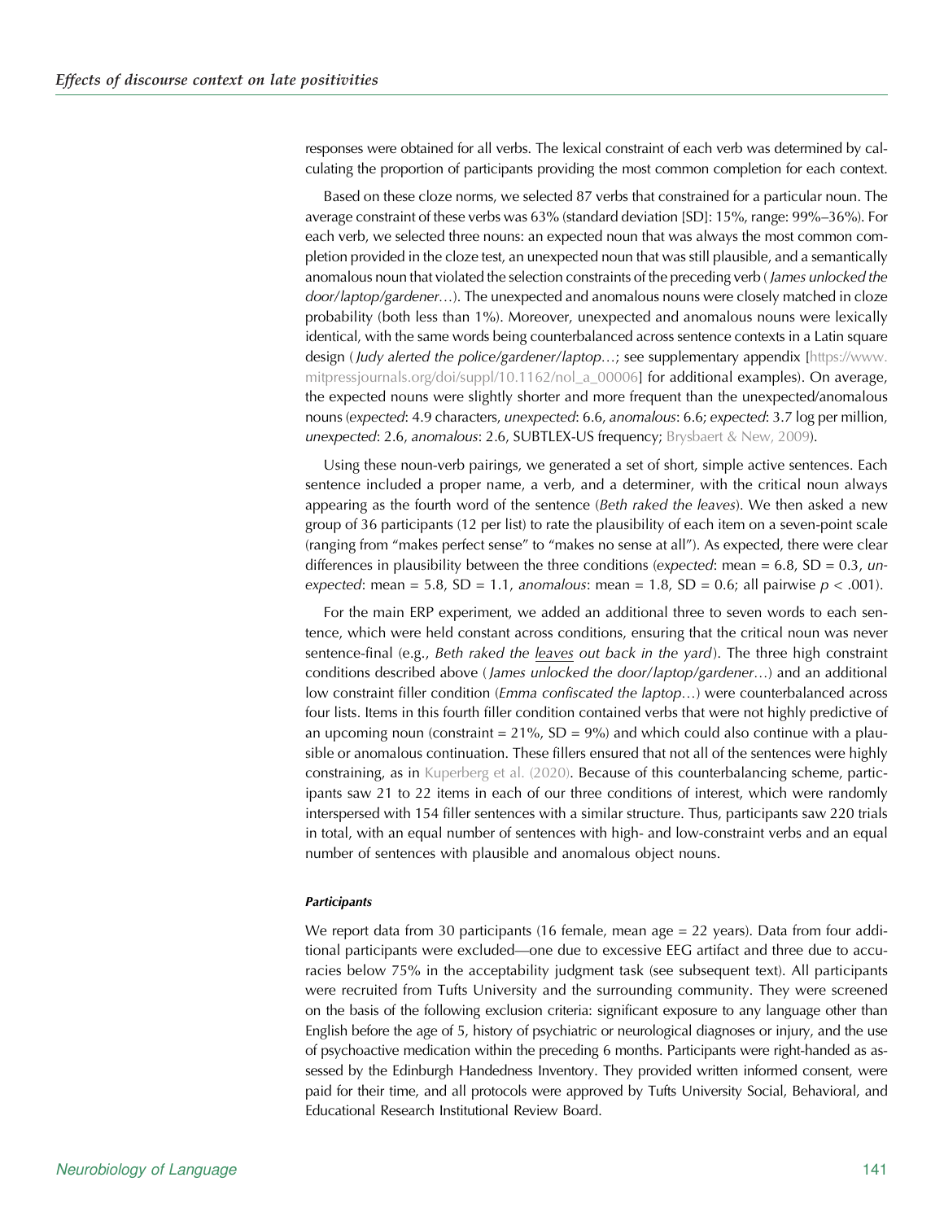responses were obtained for all verbs. The lexical constraint of each verb was determined by calculating the proportion of participants providing the most common completion for each context.

Based on these cloze norms, we selected 87 verbs that constrained for a particular noun. The average constraint of these verbs was 63% (standard deviation [SD]: 15%, range: 99%–36%). For each verb, we selected three nouns: an expected noun that was always the most common completion provided in the cloze test, an unexpected noun that was still plausible, and a semantically anomalous noun that violated the selection constraints of the preceding verb (*James unlocked the door/laptop/gardener…*). The unexpected and anomalous nouns were closely matched in cloze probability (both less than 1%). Moreover, unexpected and anomalous nouns were lexically identical, with the same words being counterbalanced across sentence contexts in a Latin square design (*Judy alerted the police/gardener/laptop…*; see supplementary appendix [https://www.mitpressjournals.org/doi/suppl/10.1162/nol_a_00006] for additional examples). On average, the expected nouns were slightly shorter and more frequent than the unexpected/anomalous nouns (*expected*: 4.9 characters, *unexpected*: 6.6, *anomalous*: 6.6; *expected*: 3.7 log per million, *unexpected*: 2.6, *anomalous*: 2.6, SUBTLEX-US frequency; Brysbaert & New, 2009).

Using these noun-verb pairings, we generated a set of short, simple active sentences. Each sentence included a proper name, a verb, and a determiner, with the critical noun always appearing as the fourth word of the sentence (*Beth raked the leaves*). We then asked a new group of 36 participants (12 per list) to rate the plausibility of each item on a seven-point scale (ranging from "makes perfect sense" to "makes no sense at all"). As expected, there were clear differences in plausibility between the three conditions (*expected*: mean = 6.8, SD = 0.3, *unexpected*: mean = 5.8, SD = 1.1, *anomalous*: mean = 1.8, SD = 0.6; all pairwise $p < .001$).

For the main ERP experiment, we added an additional three to seven words to each sentence, which were held constant across conditions, ensuring that the critical noun was never sentence-final (e.g., *Beth raked the <u>leaves</u> out back in the yard*). The three high constraint conditions described above (*James unlocked the door/laptop/gardener…*) and an additional low constraint filler condition (*Emma confiscated the laptop…*) were counterbalanced across four lists. Items in this fourth filler condition contained verbs that were not highly predictive of an upcoming noun (constraint = 21%, SD = 9%) and which could also continue with a plausible or anomalous continuation. These fillers ensured that not all of the sentences were highly constraining, as in Kuperberg et al. (2020). Because of this counterbalancing scheme, participants saw 21 to 22 items in each of our three conditions of interest, which were randomly interspersed with 154 filler sentences with a similar structure. Thus, participants saw 220 trials in total, with an equal number of sentences with high- and low-constraint verbs and an equal number of sentences with plausible and anomalous object nouns.

#### *Participants*

We report data from 30 participants (16 female, mean age = 22 years). Data from four additional participants were excluded—one due to excessive EEG artifact and three due to accuracies below 75% in the acceptability judgment task (see subsequent text). All participants were recruited from Tufts University and the surrounding community. They were screened on the basis of the following exclusion criteria: significant exposure to any language other than English before the age of 5, history of psychiatric or neurological diagnoses or injury, and the use of psychoactive medication within the preceding 6 months. Participants were right-handed as assessed by the Edinburgh Handedness Inventory. They provided written informed consent, were paid for their time, and all protocols were approved by Tufts University Social, Behavioral, and Educational Research Institutional Review Board.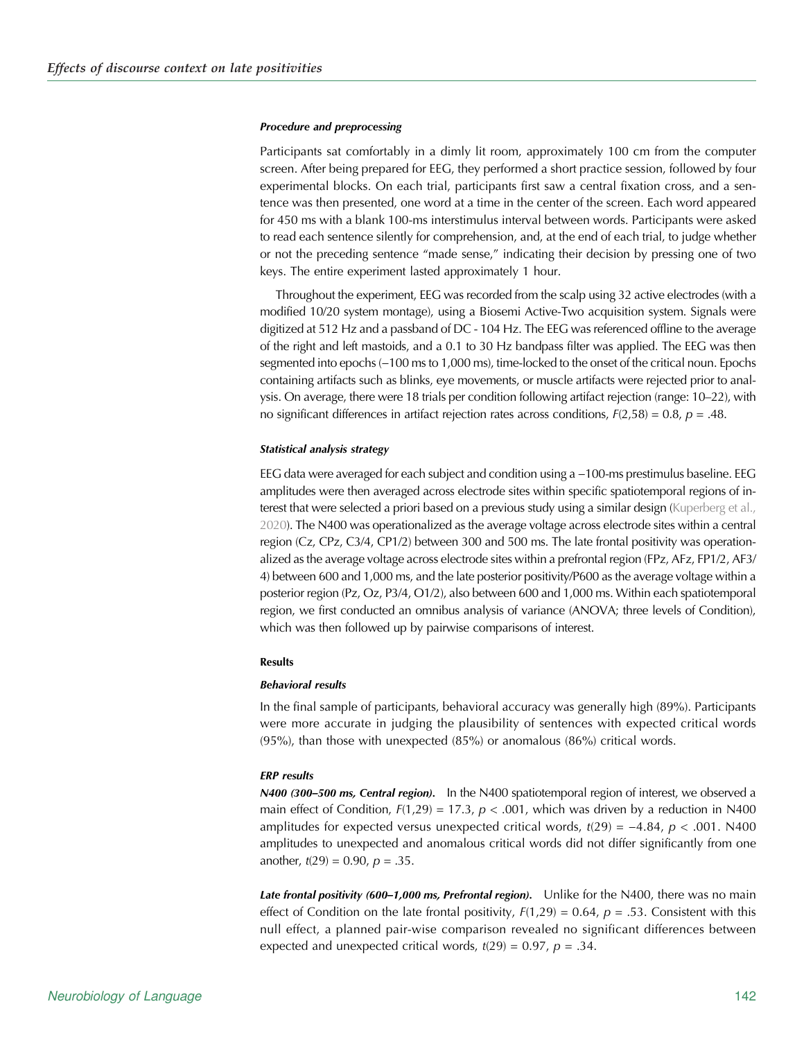#### *Procedure and preprocessing*

Participants sat comfortably in a dimly lit room, approximately 100 cm from the computer screen. After being prepared for EEG, they performed a short practice session, followed by four experimental blocks. On each trial, participants first saw a central fixation cross, and a sentence was then presented, one word at a time in the center of the screen. Each word appeared for 450 ms with a blank 100-ms interstimulus interval between words. Participants were asked to read each sentence silently for comprehension, and, at the end of each trial, to judge whether or not the preceding sentence "made sense," indicating their decision by pressing one of two keys. The entire experiment lasted approximately 1 hour.

Throughout the experiment, EEG was recorded from the scalp using 32 active electrodes (with a modified 10/20 system montage), using a Biosemi Active-Two acquisition system. Signals were digitized at 512 Hz and a passband of DC - 104 Hz. The EEG was referenced offline to the average of the right and left mastoids, and a 0.1 to 30 Hz bandpass filter was applied. The EEG was then segmented into epochs (−100 ms to 1,000 ms), time-locked to the onset of the critical noun. Epochs containing artifacts such as blinks, eye movements, or muscle artifacts were rejected prior to analysis. On average, there were 18 trials per condition following artifact rejection (range: 10–22), with no significant differences in artifact rejection rates across conditions, $F(2,58) = 0.8$, $p = .48$.

#### *Statistical analysis strategy*

EEG data were averaged for each subject and condition using a −100-ms prestimulus baseline. EEG amplitudes were then averaged across electrode sites within specific spatiotemporal regions of interest that were selected a priori based on a previous study using a similar design (Kuperberg et al., 2020). The N400 was operationalized as the average voltage across electrode sites within a central region (Cz, CPz, C3/4, CP1/2) between 300 and 500 ms. The late frontal positivity was operationalized as the average voltage across electrode sites within a prefrontal region (FPz, AFz, FP1/2, AF3/4) between 600 and 1,000 ms, and the late posterior positivity/P600 as the average voltage within a posterior region (Pz, Oz, P3/4, O1/2), also between 600 and 1,000 ms. Within each spatiotemporal region, we first conducted an omnibus analysis of variance (ANOVA; three levels of Condition), which was then followed up by pairwise comparisons of interest.

### Results

#### *Behavioral results*

In the final sample of participants, behavioral accuracy was generally high (89%). Participants were more accurate in judging the plausibility of sentences with expected critical words (95%), than those with unexpected (85%) or anomalous (86%) critical words.

#### *ERP results*

***N400 (300–500 ms, Central region).*** In the N400 spatiotemporal region of interest, we observed a main effect of Condition, $F(1,29) = 17.3$, $p < .001$, which was driven by a reduction in N400 amplitudes for expected versus unexpected critical words, $t(29) = -4.84$, $p < .001$. N400 amplitudes to unexpected and anomalous critical words did not differ significantly from one another, $t(29) = 0.90$, $p = .35$.

***Late frontal positivity (600–1,000 ms, Prefrontal region).*** Unlike for the N400, there was no main effect of Condition on the late frontal positivity, $F(1,29) = 0.64$, $p = .53$. Consistent with this null effect, a planned pair-wise comparison revealed no significant differences between expected and unexpected critical words, $t(29) = 0.97$, $p = .34$.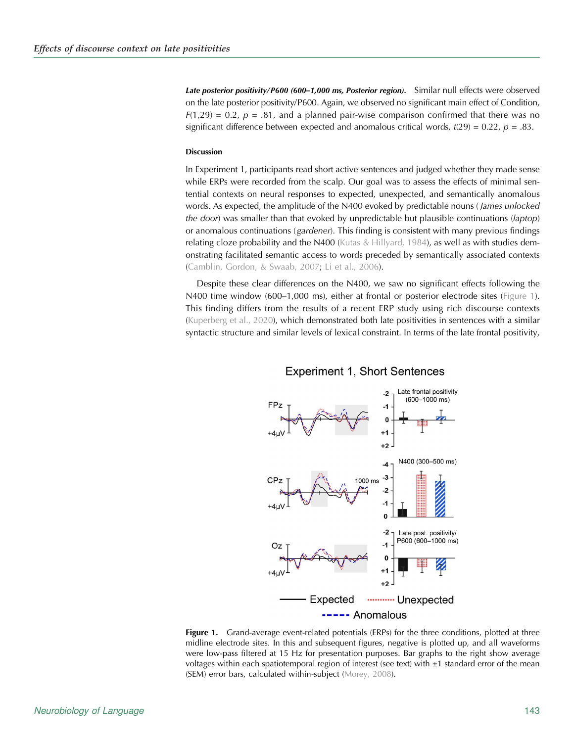**Late posterior positivity/P600 (600–1,000 ms, Posterior region).** Similar null effects were observed on the late posterior positivity/P600. Again, we observed no significant main effect of Condition, $F(1,29) = 0.2$, $p = .81$, and a planned pair-wise comparison confirmed that there was no significant difference between expected and anomalous critical words, $t(29) = 0.22$, $p = .83$.

#### Discussion

In Experiment 1, participants read short active sentences and judged whether they made sense while ERPs were recorded from the scalp. Our goal was to assess the effects of minimal sentential contexts on neural responses to expected, unexpected, and semantically anomalous words. As expected, the amplitude of the N400 evoked by predictable nouns (*James unlocked the door*) was smaller than that evoked by unpredictable but plausible continuations (*laptop*) or anomalous continuations (*gardener*). This finding is consistent with many previous findings relating cloze probability and the N400 (Kutas & Hillyard, 1984), as well as with studies demonstrating facilitated semantic access to words preceded by semantically associated contexts (Camblin, Gordon, & Swaab, 2007; Li et al., 2006).

Despite these clear differences on the N400, we saw no significant effects following the N400 time window (600–1,000 ms), either at frontal or posterior electrode sites (Figure 1). This finding differs from the results of a recent ERP study using rich discourse contexts (Kuperberg et al., 2020), which demonstrated both late positivities in sentences with a similar syntactic structure and similar levels of lexical constraint. In terms of the late frontal positivity,

**Figure 1.** Grand-average event-related potentials (ERPs) for the three conditions, plotted at three midline electrode sites. In this and subsequent figures, negative is plotted up, and all waveforms were low-pass filtered at 15 Hz for presentation purposes. Bar graphs to the right show average voltages within each spatiotemporal region of interest (see text) with ±1 standard error of the mean (SEM) error bars, calculated within-subject (Morey, 2008).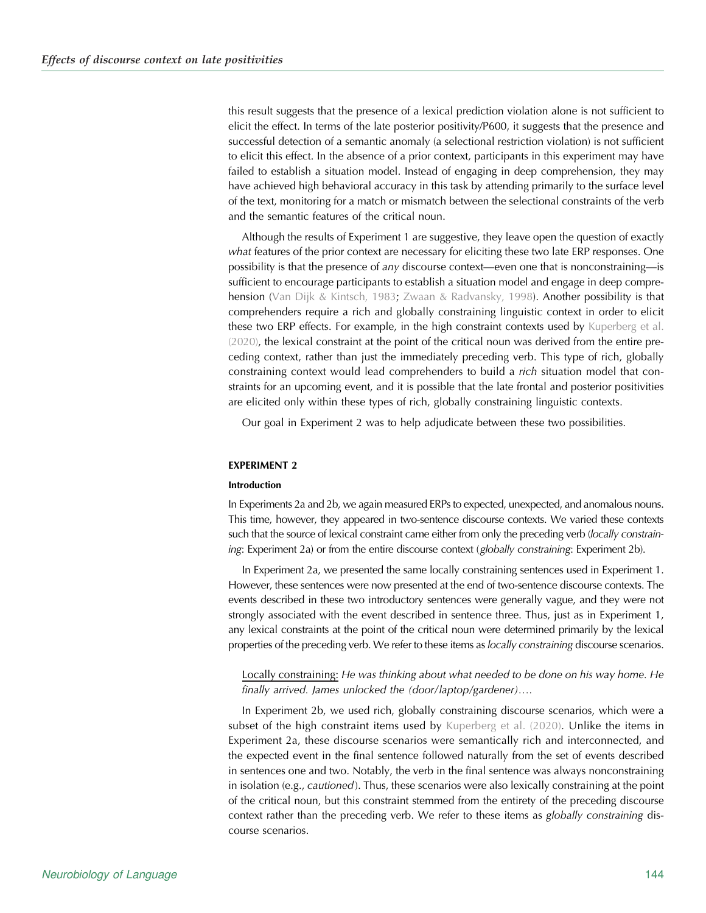this result suggests that the presence of a lexical prediction violation alone is not sufficient to elicit the effect. In terms of the late posterior positivity/P600, it suggests that the presence and successful detection of a semantic anomaly (a selectional restriction violation) is not sufficient to elicit this effect. In the absence of a prior context, participants in this experiment may have failed to establish a situation model. Instead of engaging in deep comprehension, they may have achieved high behavioral accuracy in this task by attending primarily to the surface level of the text, monitoring for a match or mismatch between the selectional constraints of the verb and the semantic features of the critical noun.

Although the results of Experiment 1 are suggestive, they leave open the question of exactly *what* features of the prior context are necessary for eliciting these two late ERP responses. One possibility is that the presence of *any* discourse context—even one that is nonconstraining—is sufficient to encourage participants to establish a situation model and engage in deep comprehension (Van Dijk & Kintsch, 1983; Zwaan & Radvansky, 1998). Another possibility is that comprehenders require a rich and globally constraining linguistic context in order to elicit these two ERP effects. For example, in the high constraint contexts used by Kuperberg et al. (2020), the lexical constraint at the point of the critical noun was derived from the entire preceding context, rather than just the immediately preceding verb. This type of rich, globally constraining context would lead comprehenders to build a *rich* situation model that constraints for an upcoming event, and it is possible that the late frontal and posterior positivities are elicited only within these types of rich, globally constraining linguistic contexts.

Our goal in Experiment 2 was to help adjudicate between these two possibilities.

## EXPERIMENT 2

### Introduction

In Experiments 2a and 2b, we again measured ERPs to expected, unexpected, and anomalous nouns. This time, however, they appeared in two-sentence discourse contexts. We varied these contexts such that the source of lexical constraint came either from only the preceding verb (*locally constraining*: Experiment 2a) or from the entire discourse context (*globally constraining*: Experiment 2b).

In Experiment 2a, we presented the same locally constraining sentences used in Experiment 1. However, these sentences were now presented at the end of two-sentence discourse contexts. The events described in these two introductory sentences were generally vague, and they were not strongly associated with the event described in sentence three. Thus, just as in Experiment 1, any lexical constraints at the point of the critical noun were determined primarily by the lexical properties of the preceding verb. We refer to these items as *locally constraining* discourse scenarios.

> Locally constraining: *He was thinking about what needed to be done on his way home. He finally arrived. James unlocked the (door/laptop/gardener)….*

In Experiment 2b, we used rich, globally constraining discourse scenarios, which were a subset of the high constraint items used by Kuperberg et al. (2020). Unlike the items in Experiment 2a, these discourse scenarios were semantically rich and interconnected, and the expected event in the final sentence followed naturally from the set of events described in sentences one and two. Notably, the verb in the final sentence was always nonconstraining in isolation (e.g., *cautioned*). Thus, these scenarios were also lexically constraining at the point of the critical noun, but this constraint stemmed from the entirety of the preceding discourse context rather than the preceding verb. We refer to these items as *globally constraining* discourse scenarios.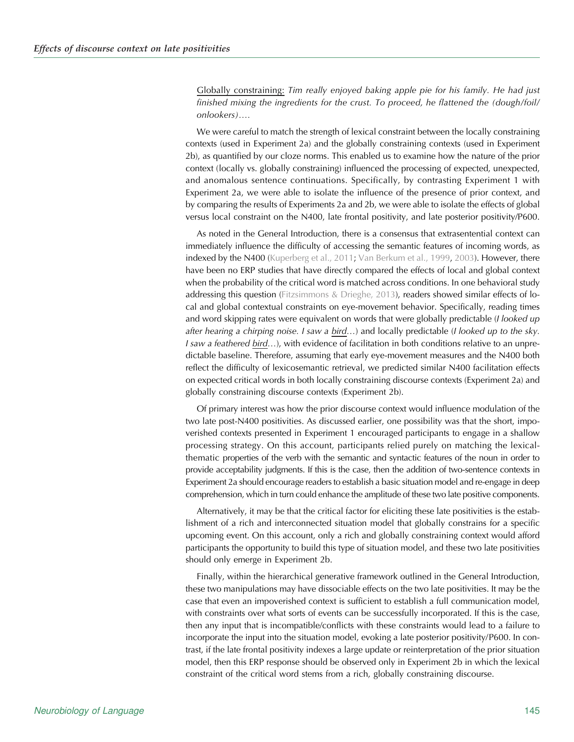<u>Globally constraining:</u> *Tim really enjoyed baking apple pie for his family. He had just finished mixing the ingredients for the crust. To proceed, he flattened the (dough/foil/onlookers)….*

We were careful to match the strength of lexical constraint between the locally constraining contexts (used in Experiment 2a) and the globally constraining contexts (used in Experiment 2b), as quantified by our cloze norms. This enabled us to examine how the nature of the prior context (locally vs. globally constraining) influenced the processing of expected, unexpected, and anomalous sentence continuations. Specifically, by contrasting Experiment 1 with Experiment 2a, we were able to isolate the influence of the presence of prior context, and by comparing the results of Experiments 2a and 2b, we were able to isolate the effects of global versus local constraint on the N400, late frontal positivity, and late posterior positivity/P600.

As noted in the General Introduction, there is a consensus that extrasentential context can immediately influence the difficulty of accessing the semantic features of incoming words, as indexed by the N400 (Kuperberg et al., 2011; Van Berkum et al., 1999, 2003). However, there have been no ERP studies that have directly compared the effects of local and global context when the probability of the critical word is matched across conditions. In one behavioral study addressing this question (Fitzsimmons & Drieghe, 2013), readers showed similar effects of local and global contextual constraints on eye-movement behavior. Specifically, reading times and word skipping rates were equivalent on words that were globally predictable (*I looked up after hearing a chirping noise. I saw a <u>bird</u>…*) and locally predictable (*I looked up to the sky. I saw a feathered <u>bird</u>…*), with evidence of facilitation in both conditions relative to an unpredictable baseline. Therefore, assuming that early eye-movement measures and the N400 both reflect the difficulty of lexicosemantic retrieval, we predicted similar N400 facilitation effects on expected critical words in both locally constraining discourse contexts (Experiment 2a) and globally constraining discourse contexts (Experiment 2b).

Of primary interest was how the prior discourse context would influence modulation of the two late post-N400 positivities. As discussed earlier, one possibility was that the short, impoverished contexts presented in Experiment 1 encouraged participants to engage in a shallow processing strategy. On this account, participants relied purely on matching the lexical-thematic properties of the verb with the semantic and syntactic features of the noun in order to provide acceptability judgments. If this is the case, then the addition of two-sentence contexts in Experiment 2a should encourage readers to establish a basic situation model and re-engage in deep comprehension, which in turn could enhance the amplitude of these two late positive components.

Alternatively, it may be that the critical factor for eliciting these late positivities is the establishment of a rich and interconnected situation model that globally constrains for a specific upcoming event. On this account, only a rich and globally constraining context would afford participants the opportunity to build this type of situation model, and these two late positivities should only emerge in Experiment 2b.

Finally, within the hierarchical generative framework outlined in the General Introduction, these two manipulations may have dissociable effects on the two late positivities. It may be the case that even an impoverished context is sufficient to establish a full communication model, with constraints over what sorts of events can be successfully incorporated. If this is the case, then any input that is incompatible/conflicts with these constraints would lead to a failure to incorporate the input into the situation model, evoking a late posterior positivity/P600. In contrast, if the late frontal positivity indexes a large update or reinterpretation of the prior situation model, then this ERP response should be observed only in Experiment 2b in which the lexical constraint of the critical word stems from a rich, globally constraining discourse.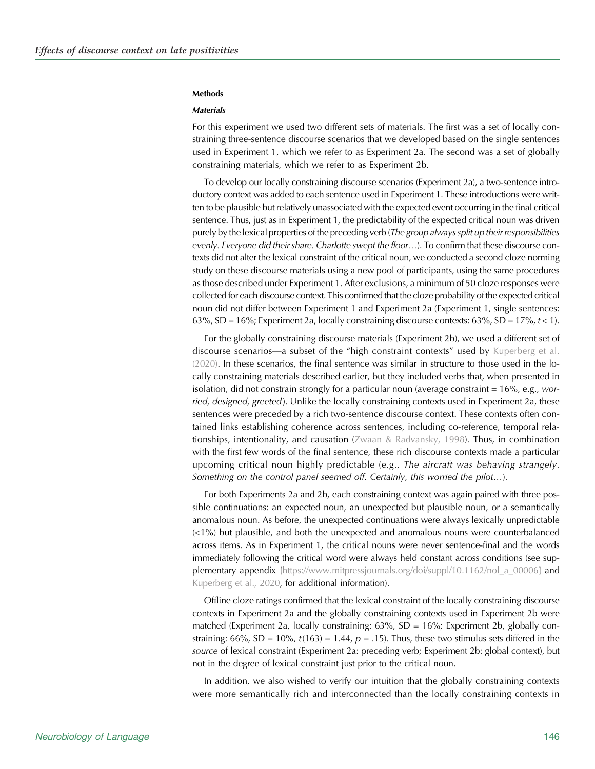### Methods

#### *Materials*

For this experiment we used two different sets of materials. The first was a set of locally constraining three-sentence discourse scenarios that we developed based on the single sentences used in Experiment 1, which we refer to as Experiment 2a. The second was a set of globally constraining materials, which we refer to as Experiment 2b.

To develop our locally constraining discourse scenarios (Experiment 2a), a two-sentence introductory context was added to each sentence used in Experiment 1. These introductions were written to be plausible but relatively unassociated with the expected event occurring in the final critical sentence. Thus, just as in Experiment 1, the predictability of the expected critical noun was driven purely by the lexical properties of the preceding verb (*The group always split up their responsibilities evenly. Everyone did their share. Charlotte swept the floor*…). To confirm that these discourse contexts did not alter the lexical constraint of the critical noun, we conducted a second cloze norming study on these discourse materials using a new pool of participants, using the same procedures as those described under Experiment 1. After exclusions, a minimum of 50 cloze responses were collected for each discourse context. This confirmed that the cloze probability of the expected critical noun did not differ between Experiment 1 and Experiment 2a (Experiment 1, single sentences: 63%, SD = 16%; Experiment 2a, locally constraining discourse contexts: 63%, SD = 17%, $t < 1$).

For the globally constraining discourse materials (Experiment 2b), we used a different set of discourse scenarios—a subset of the "high constraint contexts" used by Kuperberg et al. (2020). In these scenarios, the final sentence was similar in structure to those used in the locally constraining materials described earlier, but they included verbs that, when presented in isolation, did not constrain strongly for a particular noun (average constraint = 16%, e.g., *worried, designed, greeted*). Unlike the locally constraining contexts used in Experiment 2a, these sentences were preceded by a rich two-sentence discourse context. These contexts often contained links establishing coherence across sentences, including co-reference, temporal relationships, intentionality, and causation (Zwaan & Radvansky, 1998). Thus, in combination with the first few words of the final sentence, these rich discourse contexts made a particular upcoming critical noun highly predictable (e.g., *The aircraft was behaving strangely. Something on the control panel seemed off. Certainly, this worried the pilot*…).

For both Experiments 2a and 2b, each constraining context was again paired with three possible continuations: an expected noun, an unexpected but plausible noun, or a semantically anomalous noun. As before, the unexpected continuations were always lexically unpredictable (<1%) but plausible, and both the unexpected and anomalous nouns were counterbalanced across items. As in Experiment 1, the critical nouns were never sentence-final and the words immediately following the critical word were always held constant across conditions (see supplementary appendix [https://www.mitpressjournals.org/doi/suppl/10.1162/nol_a_00006] and Kuperberg et al., 2020, for additional information).

Offline cloze ratings confirmed that the lexical constraint of the locally constraining discourse contexts in Experiment 2a and the globally constraining contexts used in Experiment 2b were matched (Experiment 2a, locally constraining: 63%, SD = 16%; Experiment 2b, globally constraining: 66%, SD = 10%, $t(163) = 1.44$, $p = .15$). Thus, these two stimulus sets differed in the *source* of lexical constraint (Experiment 2a: preceding verb; Experiment 2b: global context), but not in the degree of lexical constraint just prior to the critical noun.

In addition, we also wished to verify our intuition that the globally constraining contexts were more semantically rich and interconnected than the locally constraining contexts in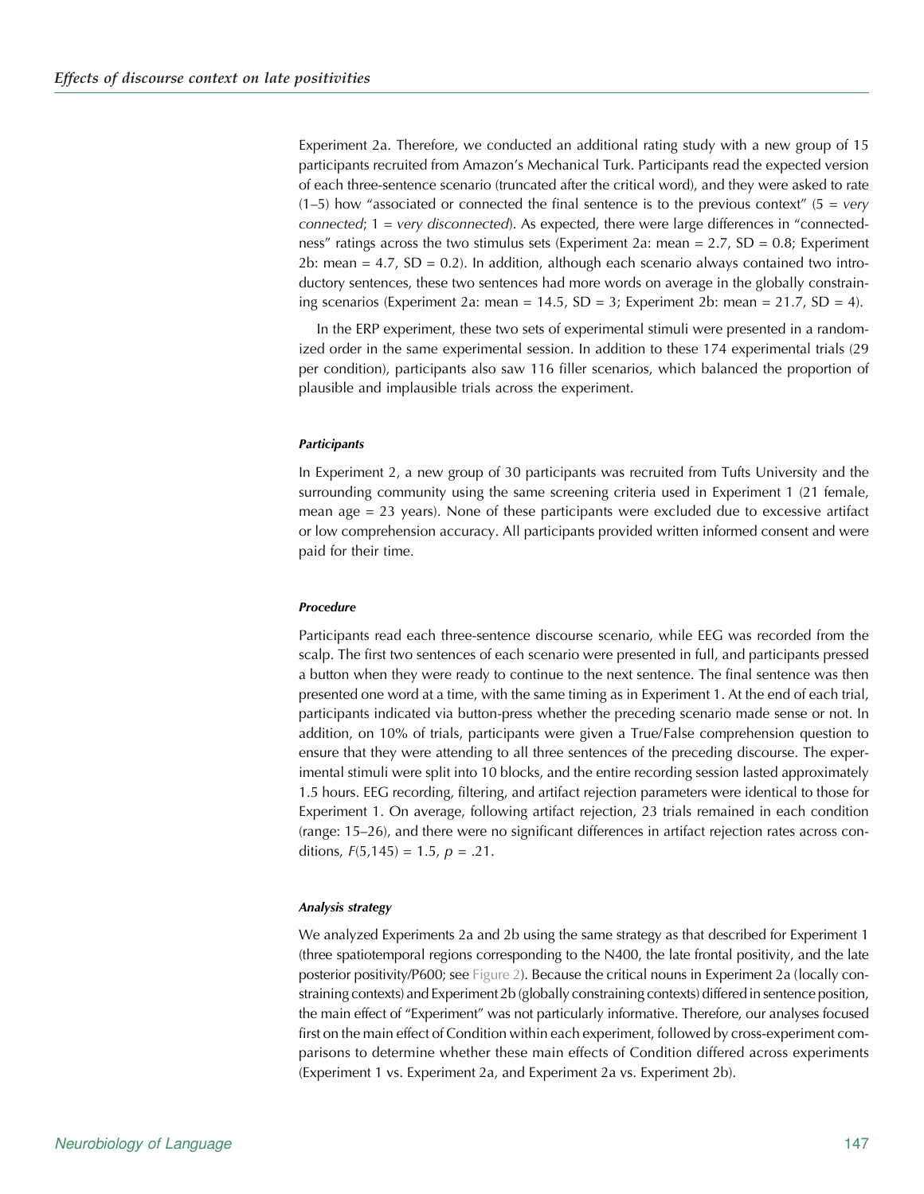Experiment 2a. Therefore, we conducted an additional rating study with a new group of 15 participants recruited from Amazon's Mechanical Turk. Participants read the expected version of each three-sentence scenario (truncated after the critical word), and they were asked to rate (1–5) how "associated or connected the final sentence is to the previous context" (5 = *very connected*; 1 = *very disconnected*). As expected, there were large differences in "connectedness" ratings across the two stimulus sets (Experiment 2a: mean = 2.7, SD = 0.8; Experiment 2b: mean = 4.7, SD = 0.2). In addition, although each scenario always contained two introductory sentences, these two sentences had more words on average in the globally constraining scenarios (Experiment 2a: mean = 14.5, SD = 3; Experiment 2b: mean = 21.7, SD = 4).

In the ERP experiment, these two sets of experimental stimuli were presented in a randomized order in the same experimental session. In addition to these 174 experimental trials (29 per condition), participants also saw 116 filler scenarios, which balanced the proportion of plausible and implausible trials across the experiment.

#### *Participants*

In Experiment 2, a new group of 30 participants was recruited from Tufts University and the surrounding community using the same screening criteria used in Experiment 1 (21 female, mean age = 23 years). None of these participants were excluded due to excessive artifact or low comprehension accuracy. All participants provided written informed consent and were paid for their time.

#### *Procedure*

Participants read each three-sentence discourse scenario, while EEG was recorded from the scalp. The first two sentences of each scenario were presented in full, and participants pressed a button when they were ready to continue to the next sentence. The final sentence was then presented one word at a time, with the same timing as in Experiment 1. At the end of each trial, participants indicated via button-press whether the preceding scenario made sense or not. In addition, on 10% of trials, participants were given a True/False comprehension question to ensure that they were attending to all three sentences of the preceding discourse. The experimental stimuli were split into 10 blocks, and the entire recording session lasted approximately 1.5 hours. EEG recording, filtering, and artifact rejection parameters were identical to those for Experiment 1. On average, following artifact rejection, 23 trials remained in each condition (range: 15–26), and there were no significant differences in artifact rejection rates across conditions, $F(5,145) = 1.5$, $p = .21$.

#### *Analysis strategy*

We analyzed Experiments 2a and 2b using the same strategy as that described for Experiment 1 (three spatiotemporal regions corresponding to the N400, the late frontal positivity, and the late posterior positivity/P600; see Figure 2). Because the critical nouns in Experiment 2a (locally constraining contexts) and Experiment 2b (globally constraining contexts) differed in sentence position, the main effect of "Experiment" was not particularly informative. Therefore, our analyses focused first on the main effect of Condition within each experiment, followed by cross-experiment comparisons to determine whether these main effects of Condition differed across experiments (Experiment 1 vs. Experiment 2a, and Experiment 2a vs. Experiment 2b).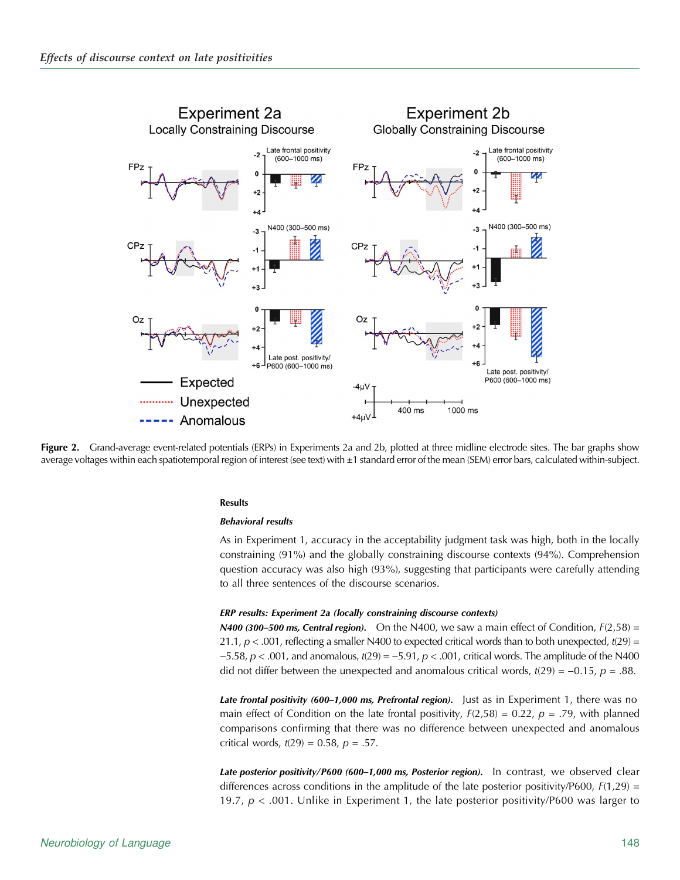Figure 2. Grand-average event-related potentials (ERPs) in Experiments 2a and 2b, plotted at three midline electrode sites. The bar graphs show average voltages within each spatiotemporal region of interest (see text) with ±1 standard error of the mean (SEM) error bars, calculated within-subject.

### Results

#### *Behavioral results*

As in Experiment 1, accuracy in the acceptability judgment task was high, both in the locally constraining (91%) and the globally constraining discourse contexts (94%). Comprehension question accuracy was also high (93%), suggesting that participants were carefully attending to all three sentences of the discourse scenarios.

#### *ERP results: Experiment 2a (locally constraining discourse contexts)*

***N400 (300–500 ms, Central region).*** On the N400, we saw a main effect of Condition, $F(2,58) = 21.1$, $p < .001$, reflecting a smaller N400 to expected critical words than to both unexpected, $t(29) = -5.58$, $p < .001$, and anomalous, $t(29) = -5.91$, $p < .001$, critical words. The amplitude of the N400 did not differ between the unexpected and anomalous critical words, $t(29) = -0.15$, $p = .88$.

***Late frontal positivity (600–1,000 ms, Prefrontal region).*** Just as in Experiment 1, there was no main effect of Condition on the late frontal positivity, $F(2,58) = 0.22$, $p = .79$, with planned comparisons confirming that there was no difference between unexpected and anomalous critical words, $t(29) = 0.58$, $p = .57$.

***Late posterior positivity/P600 (600–1,000 ms, Posterior region).*** In contrast, we observed clear differences across conditions in the amplitude of the late posterior positivity/P600, $F(1,29) = 19.7$, $p < .001$. Unlike in Experiment 1, the late posterior positivity/P600 was larger to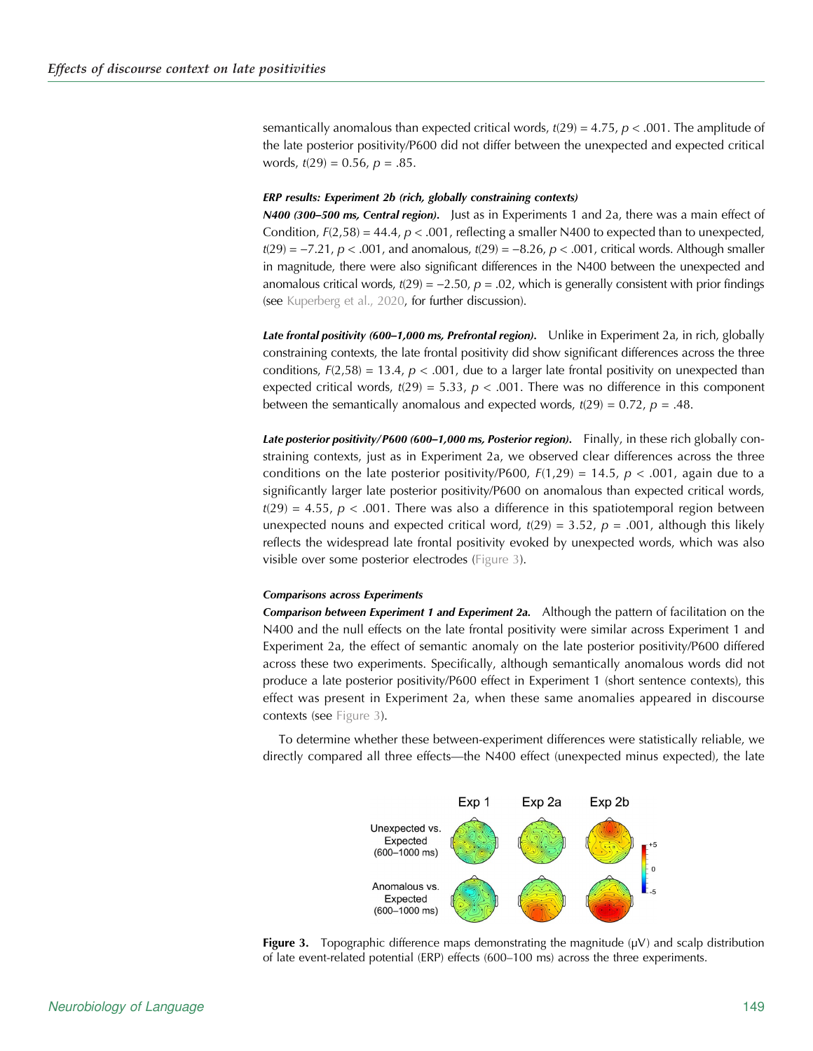semantically anomalous than expected critical words, $t(29) = 4.75$, $p < .001$. The amplitude of the late posterior positivity/P600 did not differ between the unexpected and expected critical words, $t(29) = 0.56$, $p = .85$.

#### ERP results: Experiment 2b (rich, globally constraining contexts)

***N400 (300–500 ms, Central region).*** Just as in Experiments 1 and 2a, there was a main effect of Condition, $F(2,58) = 44.4$, $p < .001$, reflecting a smaller N400 to expected than to unexpected, $t(29) = -7.21$, $p < .001$, and anomalous, $t(29) = -8.26$, $p < .001$, critical words. Although smaller in magnitude, there were also significant differences in the N400 between the unexpected and anomalous critical words, $t(29) = -2.50$, $p = .02$, which is generally consistent with prior findings (see Kuperberg et al., 2020, for further discussion).

***Late frontal positivity (600–1,000 ms, Prefrontal region).*** Unlike in Experiment 2a, in rich, globally constraining contexts, the late frontal positivity did show significant differences across the three conditions, $F(2,58) = 13.4$, $p < .001$, due to a larger late frontal positivity on unexpected than expected critical words, $t(29) = 5.33$, $p < .001$. There was no difference in this component between the semantically anomalous and expected words, $t(29) = 0.72$, $p = .48$.

***Late posterior positivity/P600 (600–1,000 ms, Posterior region).*** Finally, in these rich globally constraining contexts, just as in Experiment 2a, we observed clear differences across the three conditions on the late posterior positivity/P600, $F(1,29) = 14.5$, $p < .001$, again due to a significantly larger late posterior positivity/P600 on anomalous than expected critical words, $t(29) = 4.55$, $p < .001$. There was also a difference in this spatiotemporal region between unexpected nouns and expected critical word, $t(29) = 3.52$, $p = .001$, although this likely reflects the widespread late frontal positivity evoked by unexpected words, which was also visible over some posterior electrodes (Figure 3).

#### Comparisons across Experiments

***Comparison between Experiment 1 and Experiment 2a.*** Although the pattern of facilitation on the N400 and the null effects on the late frontal positivity were similar across Experiment 1 and Experiment 2a, the effect of semantic anomaly on the late posterior positivity/P600 differed across these two experiments. Specifically, although semantically anomalous words did not produce a late posterior positivity/P600 effect in Experiment 1 (short sentence contexts), this effect was present in Experiment 2a, when these same anomalies appeared in discourse contexts (see Figure 3).

To determine whether these between-experiment differences were statistically reliable, we directly compared all three effects—the N400 effect (unexpected minus expected), the late

**Figure 3.** Topographic difference maps demonstrating the magnitude (μV) and scalp distribution of late event-related potential (ERP) effects (600–100 ms) across the three experiments.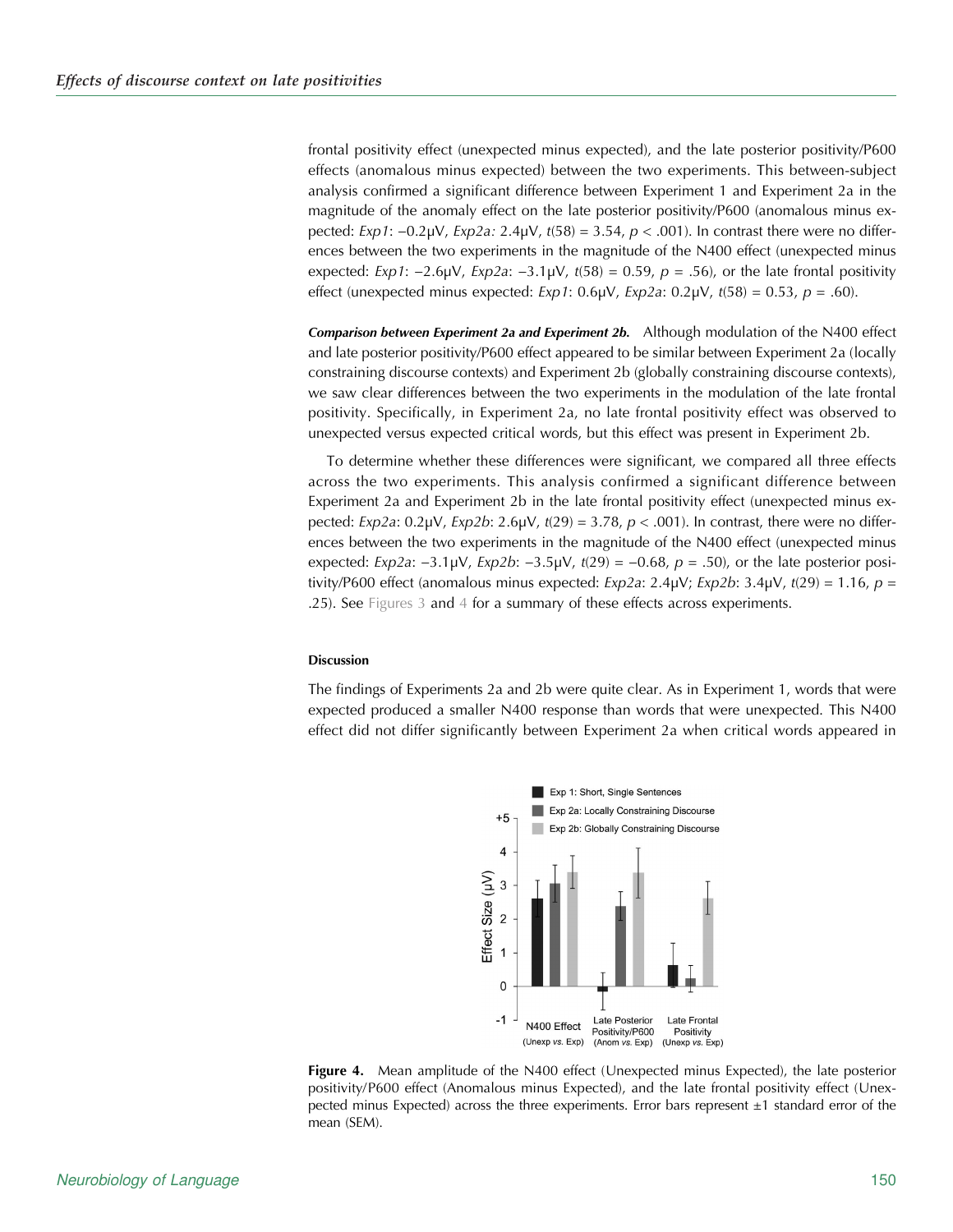frontal positivity effect (unexpected minus expected), and the late posterior positivity/P600 effects (anomalous minus expected) between the two experiments. This between-subject analysis confirmed a significant difference between Experiment 1 and Experiment 2a in the magnitude of the anomaly effect on the late posterior positivity/P600 (anomalous minus expected: *Exp1*: −0.2μV, *Exp2a:* 2.4μV, $t(58) = 3.54$, $p < .001$). In contrast there were no differences between the two experiments in the magnitude of the N400 effect (unexpected minus expected: *Exp1*: −2.6μV, *Exp2a*: −3.1μV, $t(58) = 0.59$, $p = .56$), or the late frontal positivity effect (unexpected minus expected: *Exp1*: 0.6μV, *Exp2a*: 0.2μV, $t(58) = 0.53$, $p = .60$).

***Comparison between Experiment 2a and Experiment 2b.*** Although modulation of the N400 effect and late posterior positivity/P600 effect appeared to be similar between Experiment 2a (locally constraining discourse contexts) and Experiment 2b (globally constraining discourse contexts), we saw clear differences between the two experiments in the modulation of the late frontal positivity. Specifically, in Experiment 2a, no late frontal positivity effect was observed to unexpected versus expected critical words, but this effect was present in Experiment 2b.

To determine whether these differences were significant, we compared all three effects across the two experiments. This analysis confirmed a significant difference between Experiment 2a and Experiment 2b in the late frontal positivity effect (unexpected minus expected: *Exp2a*: 0.2μV, *Exp2b*: 2.6μV, $t(29) = 3.78$, $p < .001$). In contrast, there were no differences between the two experiments in the magnitude of the N400 effect (unexpected minus expected: *Exp2a*: −3.1μV, *Exp2b*: −3.5μV, $t(29) = -0.68$, $p = .50$), or the late posterior positivity/P600 effect (anomalous minus expected: *Exp2a*: 2.4μV; *Exp2b*: 3.4μV, $t(29) = 1.16$, $p = .25$). See Figures 3 and 4 for a summary of these effects across experiments.

#### Discussion

The findings of Experiments 2a and 2b were quite clear. As in Experiment 1, words that were expected produced a smaller N400 response than words that were unexpected. This N400 effect did not differ significantly between Experiment 2a when critical words appeared in

**Figure 4.** Mean amplitude of the N400 effect (Unexpected minus Expected), the late posterior positivity/P600 effect (Anomalous minus Expected), and the late frontal positivity effect (Unexpected minus Expected) across the three experiments. Error bars represent ±1 standard error of the mean (SEM).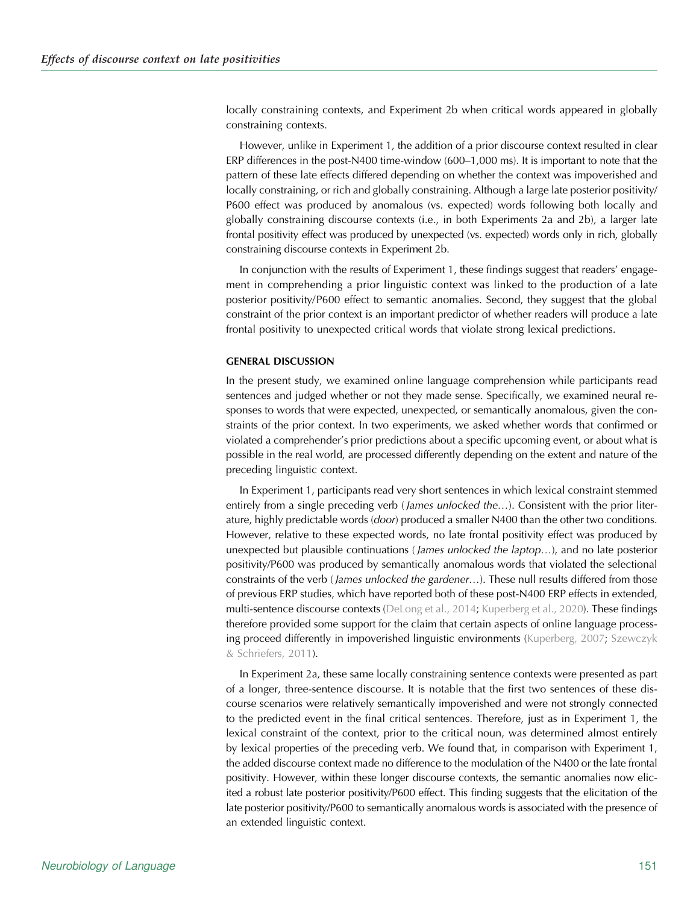locally constraining contexts, and Experiment 2b when critical words appeared in globally constraining contexts.

However, unlike in Experiment 1, the addition of a prior discourse context resulted in clear ERP differences in the post-N400 time-window (600–1,000 ms). It is important to note that the pattern of these late effects differed depending on whether the context was impoverished and locally constraining, or rich and globally constraining. Although a large late posterior positivity/P600 effect was produced by anomalous (vs. expected) words following both locally and globally constraining discourse contexts (i.e., in both Experiments 2a and 2b), a larger late frontal positivity effect was produced by unexpected (vs. expected) words only in rich, globally constraining discourse contexts in Experiment 2b.

In conjunction with the results of Experiment 1, these findings suggest that readers' engagement in comprehending a prior linguistic context was linked to the production of a late posterior positivity/P600 effect to semantic anomalies. Second, they suggest that the global constraint of the prior context is an important predictor of whether readers will produce a late frontal positivity to unexpected critical words that violate strong lexical predictions.

## GENERAL DISCUSSION

In the present study, we examined online language comprehension while participants read sentences and judged whether or not they made sense. Specifically, we examined neural responses to words that were expected, unexpected, or semantically anomalous, given the constraints of the prior context. In two experiments, we asked whether words that confirmed or violated a comprehender's prior predictions about a specific upcoming event, or about what is possible in the real world, are processed differently depending on the extent and nature of the preceding linguistic context.

In Experiment 1, participants read very short sentences in which lexical constraint stemmed entirely from a single preceding verb (*James unlocked the*…). Consistent with the prior literature, highly predictable words (*door*) produced a smaller N400 than the other two conditions. However, relative to these expected words, no late frontal positivity effect was produced by unexpected but plausible continuations (*James unlocked the laptop*…), and no late posterior positivity/P600 was produced by semantically anomalous words that violated the selectional constraints of the verb (*James unlocked the gardener*…). These null results differed from those of previous ERP studies, which have reported both of these post-N400 ERP effects in extended, multi-sentence discourse contexts (DeLong et al., 2014; Kuperberg et al., 2020). These findings therefore provided some support for the claim that certain aspects of online language processing proceed differently in impoverished linguistic environments (Kuperberg, 2007; Szewczyk & Schriefers, 2011).

In Experiment 2a, these same locally constraining sentence contexts were presented as part of a longer, three-sentence discourse. It is notable that the first two sentences of these discourse scenarios were relatively semantically impoverished and were not strongly connected to the predicted event in the final critical sentences. Therefore, just as in Experiment 1, the lexical constraint of the context, prior to the critical noun, was determined almost entirely by lexical properties of the preceding verb. We found that, in comparison with Experiment 1, the added discourse context made no difference to the modulation of the N400 or the late frontal positivity. However, within these longer discourse contexts, the semantic anomalies now elicited a robust late posterior positivity/P600 effect. This finding suggests that the elicitation of the late posterior positivity/P600 to semantically anomalous words is associated with the presence of an extended linguistic context.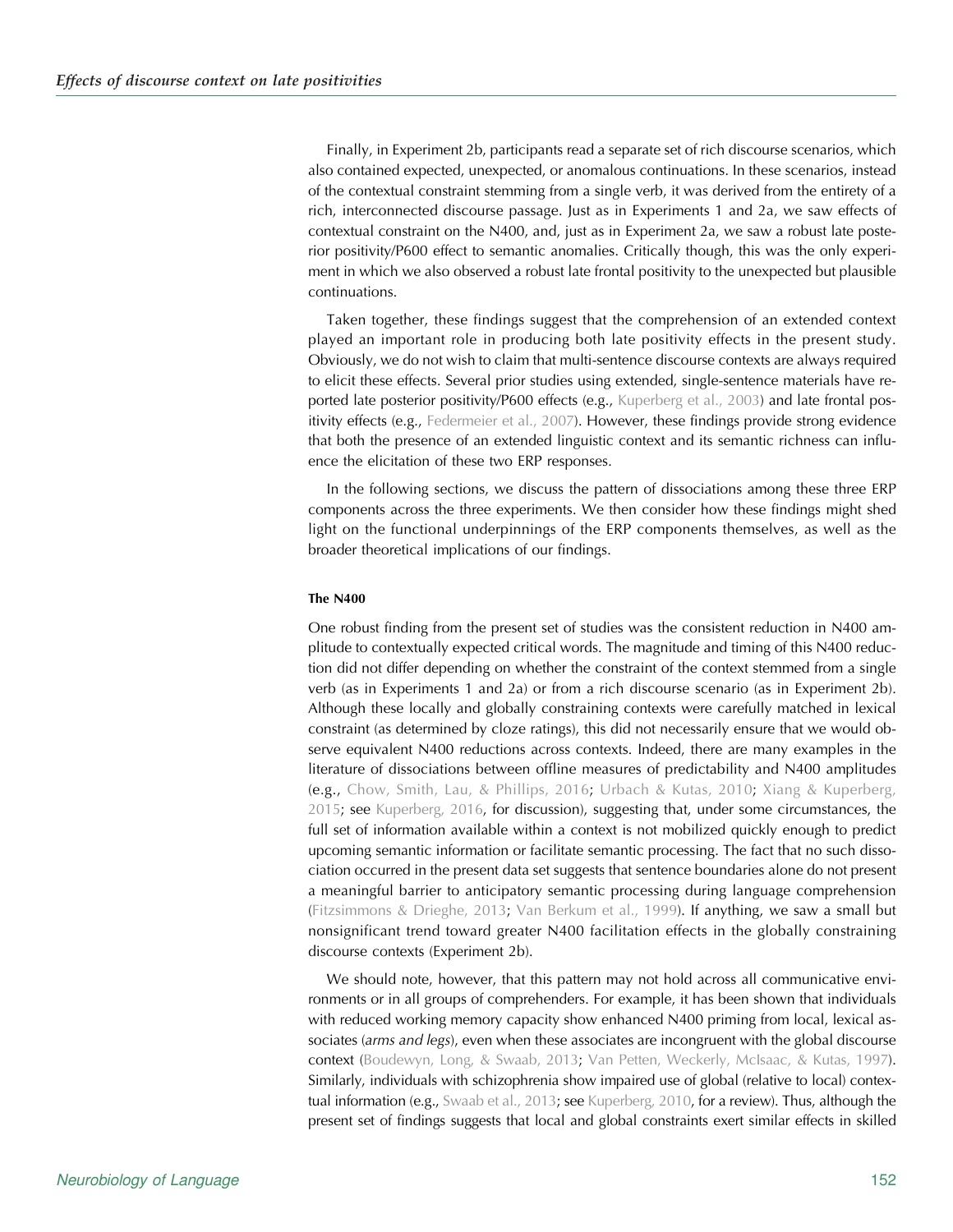Finally, in Experiment 2b, participants read a separate set of rich discourse scenarios, which also contained expected, unexpected, or anomalous continuations. In these scenarios, instead of the contextual constraint stemming from a single verb, it was derived from the entirety of a rich, interconnected discourse passage. Just as in Experiments 1 and 2a, we saw effects of contextual constraint on the N400, and, just as in Experiment 2a, we saw a robust late posterior positivity/P600 effect to semantic anomalies. Critically though, this was the only experiment in which we also observed a robust late frontal positivity to the unexpected but plausible continuations.

Taken together, these findings suggest that the comprehension of an extended context played an important role in producing both late positivity effects in the present study. Obviously, we do not wish to claim that multi-sentence discourse contexts are always required to elicit these effects. Several prior studies using extended, single-sentence materials have reported late posterior positivity/P600 effects (e.g., Kuperberg et al., 2003) and late frontal positivity effects (e.g., Federmeier et al., 2007). However, these findings provide strong evidence that both the presence of an extended linguistic context and its semantic richness can influence the elicitation of these two ERP responses.

In the following sections, we discuss the pattern of dissociations among these three ERP components across the three experiments. We then consider how these findings might shed light on the functional underpinnings of the ERP components themselves, as well as the broader theoretical implications of our findings.

#### The N400

One robust finding from the present set of studies was the consistent reduction in N400 amplitude to contextually expected critical words. The magnitude and timing of this N400 reduction did not differ depending on whether the constraint of the context stemmed from a single verb (as in Experiments 1 and 2a) or from a rich discourse scenario (as in Experiment 2b). Although these locally and globally constraining contexts were carefully matched in lexical constraint (as determined by cloze ratings), this did not necessarily ensure that we would observe equivalent N400 reductions across contexts. Indeed, there are many examples in the literature of dissociations between offline measures of predictability and N400 amplitudes (e.g., Chow, Smith, Lau, & Phillips, 2016; Urbach & Kutas, 2010; Xiang & Kuperberg, 2015; see Kuperberg, 2016, for discussion), suggesting that, under some circumstances, the full set of information available within a context is not mobilized quickly enough to predict upcoming semantic information or facilitate semantic processing. The fact that no such dissociation occurred in the present data set suggests that sentence boundaries alone do not present a meaningful barrier to anticipatory semantic processing during language comprehension (Fitzsimmons & Drieghe, 2013; Van Berkum et al., 1999). If anything, we saw a small but nonsignificant trend toward greater N400 facilitation effects in the globally constraining discourse contexts (Experiment 2b).

We should note, however, that this pattern may not hold across all communicative environments or in all groups of comprehenders. For example, it has been shown that individuals with reduced working memory capacity show enhanced N400 priming from local, lexical associates (*arms and legs*), even when these associates are incongruent with the global discourse context (Boudewyn, Long, & Swaab, 2013; Van Petten, Weckerly, McIsaac, & Kutas, 1997). Similarly, individuals with schizophrenia show impaired use of global (relative to local) contextual information (e.g., Swaab et al., 2013; see Kuperberg, 2010, for a review). Thus, although the present set of findings suggests that local and global constraints exert similar effects in skilled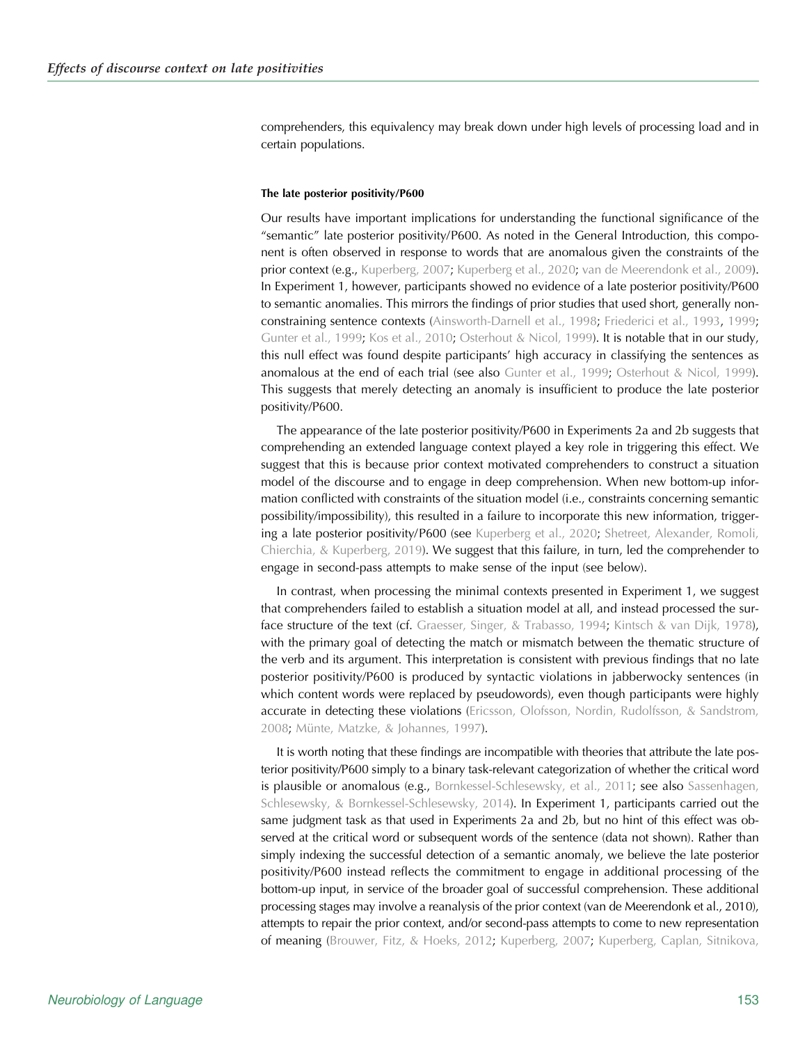comprehenders, this equivalency may break down under high levels of processing load and in certain populations.

#### The late posterior positivity/P600

Our results have important implications for understanding the functional significance of the "semantic" late posterior positivity/P600. As noted in the General Introduction, this component is often observed in response to words that are anomalous given the constraints of the prior context (e.g., Kuperberg, 2007; Kuperberg et al., 2020; van de Meerendonk et al., 2009). In Experiment 1, however, participants showed no evidence of a late posterior positivity/P600 to semantic anomalies. This mirrors the findings of prior studies that used short, generally non-constraining sentence contexts (Ainsworth-Darnell et al., 1998; Friederici et al., 1993, 1999; Gunter et al., 1999; Kos et al., 2010; Osterhout & Nicol, 1999). It is notable that in our study, this null effect was found despite participants' high accuracy in classifying the sentences as anomalous at the end of each trial (see also Gunter et al., 1999; Osterhout & Nicol, 1999). This suggests that merely detecting an anomaly is insufficient to produce the late posterior positivity/P600.

The appearance of the late posterior positivity/P600 in Experiments 2a and 2b suggests that comprehending an extended language context played a key role in triggering this effect. We suggest that this is because prior context motivated comprehenders to construct a situation model of the discourse and to engage in deep comprehension. When new bottom-up information conflicted with constraints of the situation model (i.e., constraints concerning semantic possibility/impossibility), this resulted in a failure to incorporate this new information, triggering a late posterior positivity/P600 (see Kuperberg et al., 2020; Shetreet, Alexander, Romoli, Chierchia, & Kuperberg, 2019). We suggest that this failure, in turn, led the comprehender to engage in second-pass attempts to make sense of the input (see below).

In contrast, when processing the minimal contexts presented in Experiment 1, we suggest that comprehenders failed to establish a situation model at all, and instead processed the surface structure of the text (cf. Graesser, Singer, & Trabasso, 1994; Kintsch & van Dijk, 1978), with the primary goal of detecting the match or mismatch between the thematic structure of the verb and its argument. This interpretation is consistent with previous findings that no late posterior positivity/P600 is produced by syntactic violations in jabberwocky sentences (in which content words were replaced by pseudowords), even though participants were highly accurate in detecting these violations (Ericsson, Olofsson, Nordin, Rudolfsson, & Sandstrom, 2008; Münte, Matzke, & Johannes, 1997).

It is worth noting that these findings are incompatible with theories that attribute the late posterior positivity/P600 simply to a binary task-relevant categorization of whether the critical word is plausible or anomalous (e.g., Bornkessel-Schlesewsky, et al., 2011; see also Sassenhagen, Schlesewsky, & Bornkessel-Schlesewsky, 2014). In Experiment 1, participants carried out the same judgment task as that used in Experiments 2a and 2b, but no hint of this effect was observed at the critical word or subsequent words of the sentence (data not shown). Rather than simply indexing the successful detection of a semantic anomaly, we believe the late posterior positivity/P600 instead reflects the commitment to engage in additional processing of the bottom-up input, in service of the broader goal of successful comprehension. These additional processing stages may involve a reanalysis of the prior context (van de Meerendonk et al., 2010), attempts to repair the prior context, and/or second-pass attempts to come to new representation of meaning (Brouwer, Fitz, & Hoeks, 2012; Kuperberg, 2007; Kuperberg, Caplan, Sitnikova,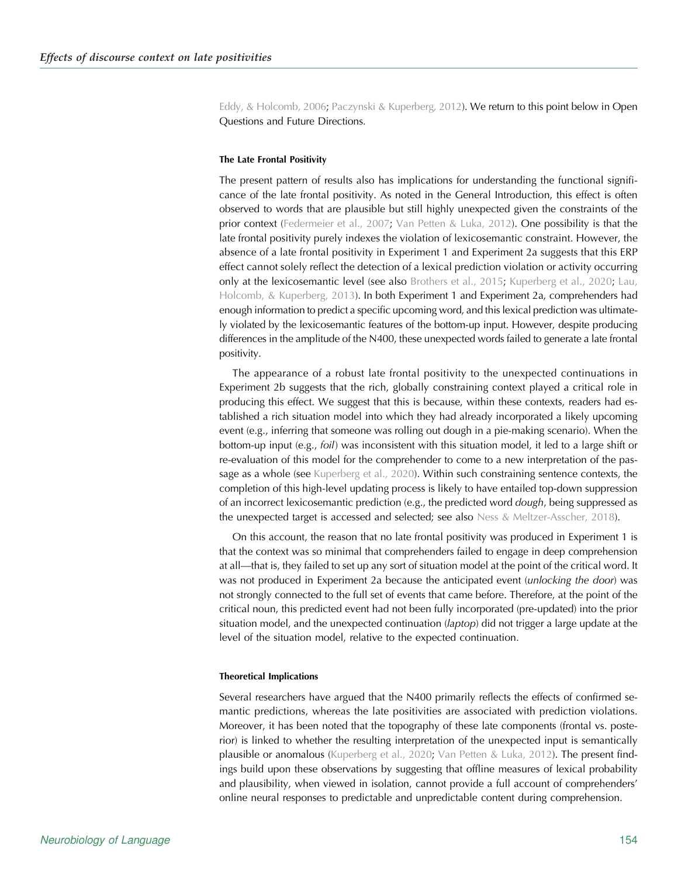Eddy, & Holcomb, 2006; Paczynski & Kuperberg, 2012). We return to this point below in Open Questions and Future Directions.

#### The Late Frontal Positivity

The present pattern of results also has implications for understanding the functional significance of the late frontal positivity. As noted in the General Introduction, this effect is often observed to words that are plausible but still highly unexpected given the constraints of the prior context (Federmeier et al., 2007; Van Petten & Luka, 2012). One possibility is that the late frontal positivity purely indexes the violation of lexicosemantic constraint. However, the absence of a late frontal positivity in Experiment 1 and Experiment 2a suggests that this ERP effect cannot solely reflect the detection of a lexical prediction violation or activity occurring only at the lexicosemantic level (see also Brothers et al., 2015; Kuperberg et al., 2020; Lau, Holcomb, & Kuperberg, 2013). In both Experiment 1 and Experiment 2a, comprehenders had enough information to predict a specific upcoming word, and this lexical prediction was ultimately violated by the lexicosemantic features of the bottom-up input. However, despite producing differences in the amplitude of the N400, these unexpected words failed to generate a late frontal positivity.

The appearance of a robust late frontal positivity to the unexpected continuations in Experiment 2b suggests that the rich, globally constraining context played a critical role in producing this effect. We suggest that this is because, within these contexts, readers had established a rich situation model into which they had already incorporated a likely upcoming event (e.g., inferring that someone was rolling out dough in a pie-making scenario). When the bottom-up input (e.g., *foil*) was inconsistent with this situation model, it led to a large shift or re-evaluation of this model for the comprehender to come to a new interpretation of the passage as a whole (see Kuperberg et al., 2020). Within such constraining sentence contexts, the completion of this high-level updating process is likely to have entailed top-down suppression of an incorrect lexicosemantic prediction (e.g., the predicted word *dough*, being suppressed as the unexpected target is accessed and selected; see also Ness & Meltzer-Asscher, 2018).

On this account, the reason that no late frontal positivity was produced in Experiment 1 is that the context was so minimal that comprehenders failed to engage in deep comprehension at all—that is, they failed to set up any sort of situation model at the point of the critical word. It was not produced in Experiment 2a because the anticipated event (*unlocking the door*) was not strongly connected to the full set of events that came before. Therefore, at the point of the critical noun, this predicted event had not been fully incorporated (pre-updated) into the prior situation model, and the unexpected continuation (*laptop*) did not trigger a large update at the level of the situation model, relative to the expected continuation.

#### Theoretical Implications

Several researchers have argued that the N400 primarily reflects the effects of confirmed semantic predictions, whereas the late positivities are associated with prediction violations. Moreover, it has been noted that the topography of these late components (frontal vs. posterior) is linked to whether the resulting interpretation of the unexpected input is semantically plausible or anomalous (Kuperberg et al., 2020; Van Petten & Luka, 2012). The present findings build upon these observations by suggesting that offline measures of lexical probability and plausibility, when viewed in isolation, cannot provide a full account of comprehenders' online neural responses to predictable and unpredictable content during comprehension.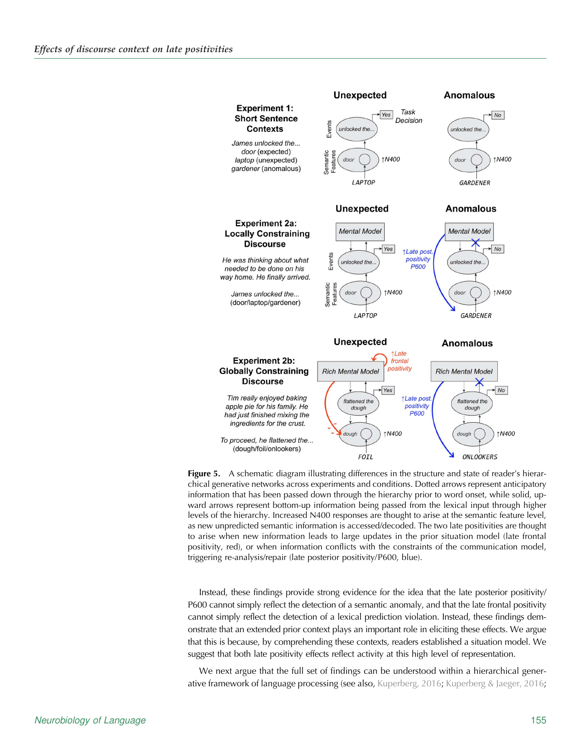**Figure 5.** A schematic diagram illustrating differences in the structure and state of reader's hierarchical generative networks across experiments and conditions. Dotted arrows represent anticipatory information that has been passed down through the hierarchy prior to word onset, while solid, upward arrows represent bottom-up information being passed from the lexical input through higher levels of the hierarchy. Increased N400 responses are thought to arise at the semantic feature level, as new unpredicted semantic information is accessed/decoded. The two late positivities are thought to arise when new information leads to large updates in the prior situation model (late frontal positivity, red), or when information conflicts with the constraints of the communication model, triggering re-analysis/repair (late posterior positivity/P600, blue).

Instead, these findings provide strong evidence for the idea that the late posterior positivity/P600 cannot simply reflect the detection of a semantic anomaly, and that the late frontal positivity cannot simply reflect the detection of a lexical prediction violation. Instead, these findings demonstrate that an extended prior context plays an important role in eliciting these effects. We argue that this is because, by comprehending these contexts, readers established a situation model. We suggest that both late positivity effects reflect activity at this high level of representation.

We next argue that the full set of findings can be understood within a hierarchical generative framework of language processing (see also, Kuperberg, 2016; Kuperberg & Jaeger, 2016;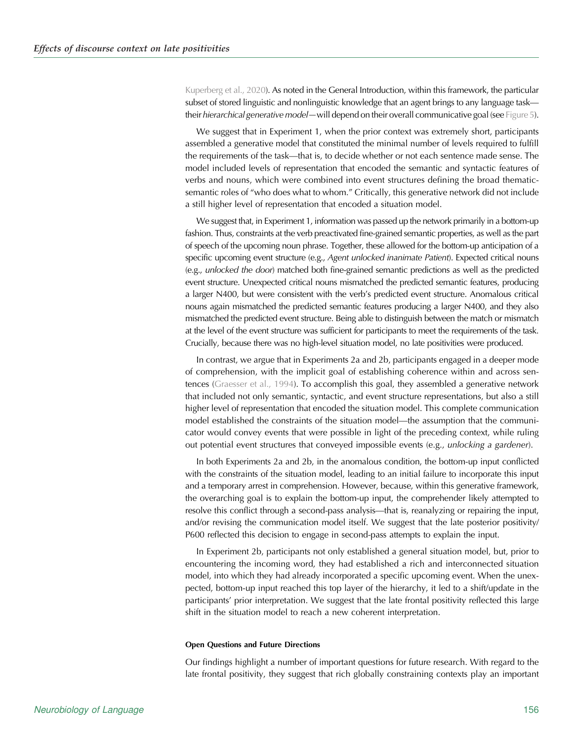Kuperberg et al., 2020). As noted in the General Introduction, within this framework, the particular subset of stored linguistic and nonlinguistic knowledge that an agent brings to any language task—their *hierarchical generative model*—will depend on their overall communicative goal (see Figure 5).

We suggest that in Experiment 1, when the prior context was extremely short, participants assembled a generative model that constituted the minimal number of levels required to fulfill the requirements of the task—that is, to decide whether or not each sentence made sense. The model included levels of representation that encoded the semantic and syntactic features of verbs and nouns, which were combined into event structures defining the broad thematic-semantic roles of "who does what to whom." Critically, this generative network did not include a still higher level of representation that encoded a situation model.

We suggest that, in Experiment 1, information was passed up the network primarily in a bottom-up fashion. Thus, constraints at the verb preactivated fine-grained semantic properties, as well as the part of speech of the upcoming noun phrase. Together, these allowed for the bottom-up anticipation of a specific upcoming event structure (e.g., *Agent unlocked inanimate Patient*). Expected critical nouns (e.g., *unlocked the door*) matched both fine-grained semantic predictions as well as the predicted event structure. Unexpected critical nouns mismatched the predicted semantic features, producing a larger N400, but were consistent with the verb's predicted event structure. Anomalous critical nouns again mismatched the predicted semantic features producing a larger N400, and they also mismatched the predicted event structure. Being able to distinguish between the match or mismatch at the level of the event structure was sufficient for participants to meet the requirements of the task. Crucially, because there was no high-level situation model, no late positivities were produced.

In contrast, we argue that in Experiments 2a and 2b, participants engaged in a deeper mode of comprehension, with the implicit goal of establishing coherence within and across sentences (Graesser et al., 1994). To accomplish this goal, they assembled a generative network that included not only semantic, syntactic, and event structure representations, but also a still higher level of representation that encoded the situation model. This complete communication model established the constraints of the situation model—the assumption that the communicator would convey events that were possible in light of the preceding context, while ruling out potential event structures that conveyed impossible events (e.g., *unlocking a gardener*).

In both Experiments 2a and 2b, in the anomalous condition, the bottom-up input conflicted with the constraints of the situation model, leading to an initial failure to incorporate this input and a temporary arrest in comprehension. However, because, within this generative framework, the overarching goal is to explain the bottom-up input, the comprehender likely attempted to resolve this conflict through a second-pass analysis—that is, reanalyzing or repairing the input, and/or revising the communication model itself. We suggest that the late posterior positivity/P600 reflected this decision to engage in second-pass attempts to explain the input.

In Experiment 2b, participants not only established a general situation model, but, prior to encountering the incoming word, they had established a rich and interconnected situation model, into which they had already incorporated a specific upcoming event. When the unexpected, bottom-up input reached this top layer of the hierarchy, it led to a shift/update in the participants' prior interpretation. We suggest that the late frontal positivity reflected this large shift in the situation model to reach a new coherent interpretation.

#### Open Questions and Future Directions

Our findings highlight a number of important questions for future research. With regard to the late frontal positivity, they suggest that rich globally constraining contexts play an important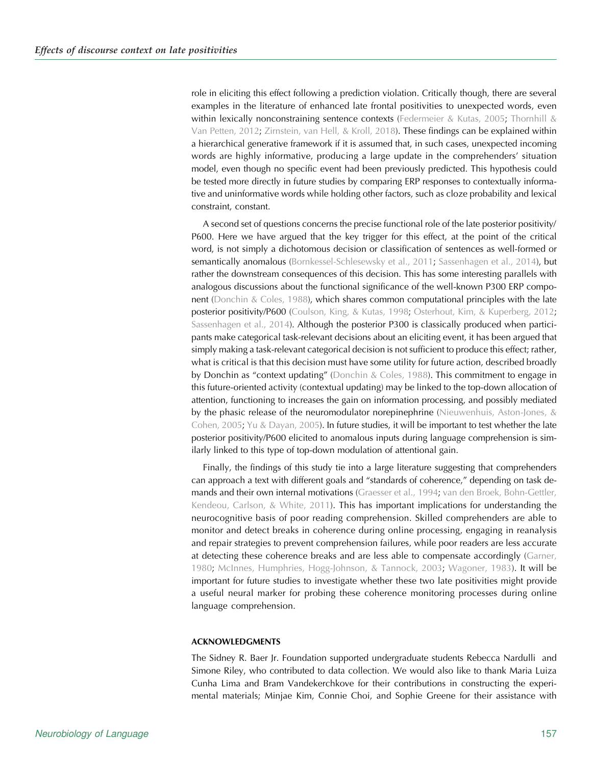role in eliciting this effect following a prediction violation. Critically though, there are several examples in the literature of enhanced late frontal positivities to unexpected words, even within lexically nonconstraining sentence contexts (Federmeier & Kutas, 2005; Thornhill & Van Petten, 2012; Zirnstein, van Hell, & Kroll, 2018). These findings can be explained within a hierarchical generative framework if it is assumed that, in such cases, unexpected incoming words are highly informative, producing a large update in the comprehenders' situation model, even though no specific event had been previously predicted. This hypothesis could be tested more directly in future studies by comparing ERP responses to contextually informative and uninformative words while holding other factors, such as cloze probability and lexical constraint, constant.

A second set of questions concerns the precise functional role of the late posterior positivity/P600. Here we have argued that the key trigger for this effect, at the point of the critical word, is not simply a dichotomous decision or classification of sentences as well-formed or semantically anomalous (Bornkessel-Schlesewsky et al., 2011; Sassenhagen et al., 2014), but rather the downstream consequences of this decision. This has some interesting parallels with analogous discussions about the functional significance of the well-known P300 ERP component (Donchin & Coles, 1988), which shares common computational principles with the late posterior positivity/P600 (Coulson, King, & Kutas, 1998; Osterhout, Kim, & Kuperberg, 2012; Sassenhagen et al., 2014). Although the posterior P300 is classically produced when participants make categorical task-relevant decisions about an eliciting event, it has been argued that simply making a task-relevant categorical decision is not sufficient to produce this effect; rather, what is critical is that this decision must have some utility for future action, described broadly by Donchin as "context updating" (Donchin & Coles, 1988). This commitment to engage in this future-oriented activity (contextual updating) may be linked to the top-down allocation of attention, functioning to increases the gain on information processing, and possibly mediated by the phasic release of the neuromodulator norepinephrine (Nieuwenhuis, Aston-Jones, & Cohen, 2005; Yu & Dayan, 2005). In future studies, it will be important to test whether the late posterior positivity/P600 elicited to anomalous inputs during language comprehension is similarly linked to this type of top-down modulation of attentional gain.

Finally, the findings of this study tie into a large literature suggesting that comprehenders can approach a text with different goals and "standards of coherence," depending on task demands and their own internal motivations (Graesser et al., 1994; van den Broek, Bohn-Gettler, Kendeou, Carlson, & White, 2011). This has important implications for understanding the neurocognitive basis of poor reading comprehension. Skilled comprehenders are able to monitor and detect breaks in coherence during online processing, engaging in reanalysis and repair strategies to prevent comprehension failures, while poor readers are less accurate at detecting these coherence breaks and are less able to compensate accordingly (Garner, 1980; McInnes, Humphries, Hogg-Johnson, & Tannock, 2003; Wagoner, 1983). It will be important for future studies to investigate whether these two late positivities might provide a useful neural marker for probing these coherence monitoring processes during online language comprehension.

## ACKNOWLEDGMENTS

The Sidney R. Baer Jr. Foundation supported undergraduate students Rebecca Nardulli and Simone Riley, who contributed to data collection. We would also like to thank Maria Luiza Cunha Lima and Bram Vandekerchkove for their contributions in constructing the experimental materials; Minjae Kim, Connie Choi, and Sophie Greene for their assistance with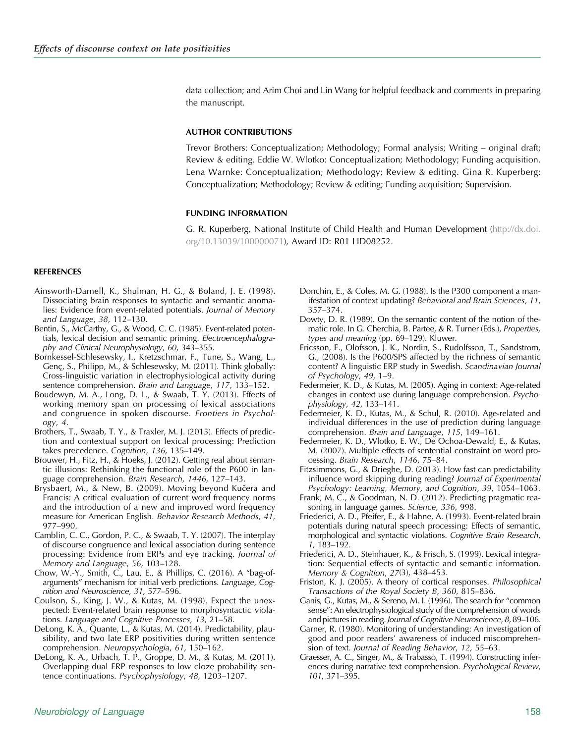data collection; and Arim Choi and Lin Wang for helpful feedback and comments in preparing the manuscript.

## AUTHOR CONTRIBUTIONS

Trevor Brothers: Conceptualization; Methodology; Formal analysis; Writing – original draft; Review & editing. Eddie W. Wlotko: Conceptualization; Methodology; Funding acquisition. Lena Warnke: Conceptualization; Methodology; Review & editing. Gina R. Kuperberg: Conceptualization; Methodology; Review & editing; Funding acquisition; Supervision.

## FUNDING INFORMATION

G. R. Kuperberg, National Institute of Child Health and Human Development (http://dx.doi.org/10.13039/100000071), Award ID: R01 HD08252.

## REFERENCES

Ainsworth-Darnell, K., Shulman, H. G., & Boland, J. E. (1998). Dissociating brain responses to syntactic and semantic anomalies: Evidence from event-related potentials. *Journal of Memory and Language*, *38*, 112–130.

Bentin, S., McCarthy, G., & Wood, C. C. (1985). Event-related potentials, lexical decision and semantic priming. *Electroencephalography and Clinical Neurophysiology*, *60*, 343–355.

Bornkessel-Schlesewsky, I., Kretzschmar, F., Tune, S., Wang, L., Genç, S., Philipp, M., & Schlesewsky, M. (2011). Think globally: Cross-linguistic variation in electrophysiological activity during sentence comprehension. *Brain and Language*, *117*, 133–152.

Boudewyn, M. A., Long, D. L., & Swaab, T. Y. (2013). Effects of working memory span on processing of lexical associations and congruence in spoken discourse. *Frontiers in Psychology*, *4*.

Brothers, T., Swaab, T. Y., & Traxler, M. J. (2015). Effects of prediction and contextual support on lexical processing: Prediction takes precedence. *Cognition*, *136*, 135–149.

Brouwer, H., Fitz, H., & Hoeks, J. (2012). Getting real about semantic illusions: Rethinking the functional role of the P600 in language comprehension. *Brain Research*, *1446*, 127–143.

Brysbaert, M., & New, B. (2009). Moving beyond Kučera and Francis: A critical evaluation of current word frequency norms and the introduction of a new and improved word frequency measure for American English. *Behavior Research Methods*, *41*, 977–990.

Camblin, C. C., Gordon, P. C., & Swaab, T. Y. (2007). The interplay of discourse congruence and lexical association during sentence processing: Evidence from ERPs and eye tracking. *Journal of Memory and Language*, *56*, 103–128.

Chow, W.-Y., Smith, C., Lau, E., & Phillips, C. (2016). A "bag-of-arguments" mechanism for initial verb predictions. *Language, Cognition and Neuroscience*, *31*, 577–596.

Coulson, S., King, J. W., & Kutas, M. (1998). Expect the unexpected: Event-related brain response to morphosyntactic violations. *Language and Cognitive Processes*, *13*, 21–58.

DeLong, K. A., Quante, L., & Kutas, M. (2014). Predictability, plausibility, and two late ERP positivities during written sentence comprehension. *Neuropsychologia*, *61*, 150–162.

DeLong, K. A., Urbach, T. P., Groppe, D. M., & Kutas, M. (2011). Overlapping dual ERP responses to low cloze probability sentence continuations. *Psychophysiology*, *48*, 1203–1207.

Donchin, E., & Coles, M. G. (1988). Is the P300 component a manifestation of context updating? *Behavioral and Brain Sciences*, *11*, 357–374.

Dowty, D. R. (1989). On the semantic content of the notion of thematic role. In G. Cherchia, B. Partee, & R. Turner (Eds.), *Properties, types and meaning* (pp. 69–129). Kluwer.

Ericsson, E., Olofsson, J. K., Nordin, S., Rudolfsson, T., Sandstrom, G., (2008). Is the P600/SPS affected by the richness of semantic content? A linguistic ERP study in Swedish. *Scandinavian Journal of Psychology*, *49*, 1–9.

Federmeier, K. D., & Kutas, M. (2005). Aging in context: Age-related changes in context use during language comprehension. *Psychophysiology*, *42*, 133–141.

Federmeier, K. D., Kutas, M., & Schul, R. (2010). Age-related and individual differences in the use of prediction during language comprehension. *Brain and Language*, *115*, 149–161.

Federmeier, K. D., Wlotko, E. W., De Ochoa-Dewald, E., & Kutas, M. (2007). Multiple effects of sentential constraint on word processing. *Brain Research*, *1146*, 75–84.

Fitzsimmons, G., & Drieghe, D. (2013). How fast can predictability influence word skipping during reading? *Journal of Experimental Psychology: Learning, Memory, and Cognition*, *39*, 1054–1063.

Frank, M. C., & Goodman, N. D. (2012). Predicting pragmatic reasoning in language games. *Science*, *336*, 998.

Friederici, A. D., Pfeifer, E., & Hahne, A. (1993). Event-related brain potentials during natural speech processing: Effects of semantic, morphological and syntactic violations. *Cognitive Brain Research*, *1*, 183–192.

Friederici, A. D., Steinhauer, K., & Frisch, S. (1999). Lexical integration: Sequential effects of syntactic and semantic information. *Memory & Cognition*, *27*(3), 438–453.

Friston, K. J. (2005). A theory of cortical responses. *Philosophical Transactions of the Royal Society B*, *360*, 815–836.

Ganis, G., Kutas, M., & Sereno, M. I. (1996). The search for "common sense": An electrophysiological study of the comprehension of words and pictures in reading. *Journal of Cognitive Neuroscience*, *8*, 89–106.

Garner, R. (1980). Monitoring of understanding: An investigation of good and poor readers' awareness of induced miscomprehension of text. *Journal of Reading Behavior*, *12*, 55–63.

Graesser, A. C., Singer, M., & Trabasso, T. (1994). Constructing inferences during narrative text comprehension. *Psychological Review*, *101*, 371–395.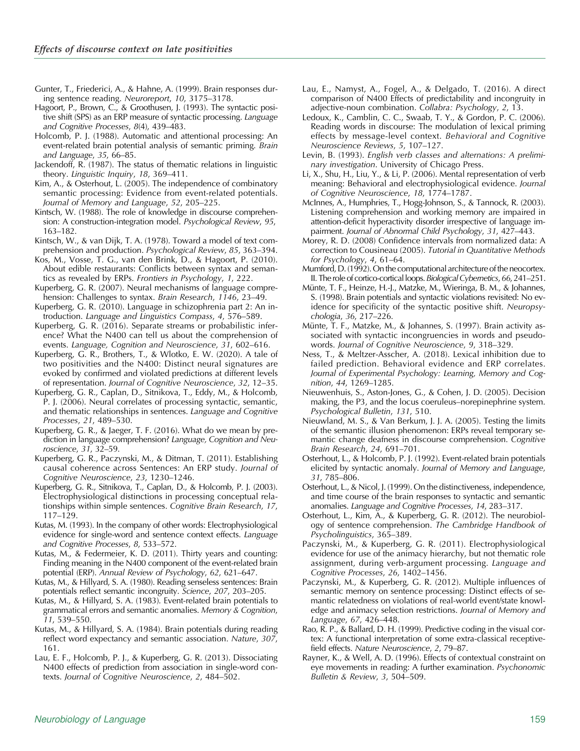Gunter, T., Friederici, A., & Hahne, A. (1999). Brain responses during sentence reading. *Neuroreport*, *10*, 3175–3178.

Hagoort, P., Brown, C., & Groothusen, J. (1993). The syntactic positive shift (SPS) as an ERP measure of syntactic processing. *Language and Cognitive Processes*, *8*(4), 439–483.

Holcomb, P. J. (1988). Automatic and attentional processing: An event-related brain potential analysis of semantic priming. *Brain and Language*, *35*, 66–85.

Jackendoff, R. (1987). The status of thematic relations in linguistic theory. *Linguistic Inquiry*, *18*, 369–411.

Kim, A., & Osterhout, L. (2005). The independence of combinatory semantic processing: Evidence from event-related potentials. *Journal of Memory and Language*, *52*, 205–225.

Kintsch, W. (1988). The role of knowledge in discourse comprehension: A construction-integration model. *Psychological Review*, *95*, 163–182.

Kintsch, W., & van Dijk, T. A. (1978). Toward a model of text comprehension and production. *Psychological Review*, *85*, 363–394.

Kos, M., Vosse, T. G., van den Brink, D., & Hagoort, P. (2010). About edible restaurants: Conflicts between syntax and semantics as revealed by ERPs. *Frontiers in Psychology*, *1*, 222.

Kuperberg, G. R. (2007). Neural mechanisms of language comprehension: Challenges to syntax. *Brain Research*, *1146*, 23–49.

Kuperberg, G. R. (2010). Language in schizophrenia part 2: An introduction. *Language and Linguistics Compass*, *4*, 576–589.

Kuperberg, G. R. (2016). Separate streams or probabilistic inference? What the N400 can tell us about the comprehension of events. *Language, Cognition and Neuroscience*, *31*, 602–616.

Kuperberg, G. R., Brothers, T., & Wlotko, E. W. (2020). A tale of two positivities and the N400: Distinct neural signatures are evoked by confirmed and violated predictions at different levels of representation. *Journal of Cognitive Neuroscience*, *32*, 12–35.

Kuperberg, G. R., Caplan, D., Sitnikova, T., Eddy, M., & Holcomb, P. J. (2006). Neural correlates of processing syntactic, semantic, and thematic relationships in sentences. *Language and Cognitive Processes*, *21*, 489–530.

Kuperberg, G. R., & Jaeger, T. F. (2016). What do we mean by prediction in language comprehension? *Language, Cognition and Neuroscience*, *31*, 32–59.

Kuperberg, G. R., Paczynski, M., & Ditman, T. (2011). Establishing causal coherence across Sentences: An ERP study. *Journal of Cognitive Neuroscience*, *23*, 1230–1246.

Kuperberg, G. R., Sitnikova, T., Caplan, D., & Holcomb, P. J. (2003). Electrophysiological distinctions in processing conceptual relationships within simple sentences. *Cognitive Brain Research*, *17*, 117–129.

Kutas, M. (1993). In the company of other words: Electrophysiological evidence for single-word and sentence context effects. *Language and Cognitive Processes*, *8*, 533–572.

Kutas, M., & Federmeier, K. D. (2011). Thirty years and counting: Finding meaning in the N400 component of the event-related brain potential (ERP). *Annual Review of Psychology*, *62*, 621–647.

Kutas, M., & Hillyard, S. A. (1980). Reading senseless sentences: Brain potentials reflect semantic incongruity. *Science*, *207*, 203–205.

Kutas, M., & Hillyard, S. A. (1983). Event-related brain potentials to grammatical errors and semantic anomalies. *Memory & Cognition*, *11*, 539–550.

Kutas, M., & Hillyard, S. A. (1984). Brain potentials during reading reflect word expectancy and semantic association. *Nature*, *307*, 161.

Lau, E. F., Holcomb, P. J., & Kuperberg, G. R. (2013). Dissociating N400 effects of prediction from association in single-word contexts. *Journal of Cognitive Neuroscience*, *2*, 484–502.

Lau, E., Namyst, A., Fogel, A., & Delgado, T. (2016). A direct comparison of N400 Effects of predictability and incongruity in adjective-noun combination. *Collabra: Psychology*, *2*, 13.

Ledoux, K., Camblin, C. C., Swaab, T. Y., & Gordon, P. C. (2006). Reading words in discourse: The modulation of lexical priming effects by message-level context. *Behavioral and Cognitive Neuroscience Reviews*, *5*, 107–127.

Levin, B. (1993). *English verb classes and alternations: A preliminary investigation*. University of Chicago Press.

Li, X., Shu, H., Liu, Y., & Li, P. (2006). Mental representation of verb meaning: Behavioral and electrophysiological evidence. *Journal of Cognitive Neuroscience*, *18*, 1774–1787.

McInnes, A., Humphries, T., Hogg-Johnson, S., & Tannock, R. (2003). Listening comprehension and working memory are impaired in attention-deficit hyperactivity disorder irrespective of language impairment. *Journal of Abnormal Child Psychology*, *31*, 427–443.

Morey, R. D. (2008) Confidence intervals from normalized data: A correction to Cousineau (2005). *Tutorial in Quantitative Methods for Psychology*, *4*, 61–64.

Mumford, D. (1992). On the computational architecture of the neocortex. II. The role of cortico-cortical loops. *Biological Cybernetics*, *66*, 241–251.

Münte, T. F., Heinze, H.-J., Matzke, M., Wieringa, B. M., & Johannes, S. (1998). Brain potentials and syntactic violations revisited: No evidence for specificity of the syntactic positive shift. *Neuropsychologia*, *36*, 217–226.

Münte, T. F., Matzke, M., & Johannes, S. (1997). Brain activity associated with syntactic incongruencies in words and pseudowords. *Journal of Cognitive Neuroscience*, *9*, 318–329.

Ness, T., & Meltzer-Asscher, A. (2018). Lexical inhibition due to failed prediction. Behavioral evidence and ERP correlates. *Journal of Experimental Psychology: Learning, Memory and Cognition*, *44*, 1269–1285.

Nieuwenhuis, S., Aston-Jones, G., & Cohen, J. D. (2005). Decision making, the P3, and the locus coeruleus–norepinephrine system. *Psychological Bulletin*, *131*, 510.

Nieuwland, M. S., & Van Berkum, J. J. A. (2005). Testing the limits of the semantic illusion phenomenon: ERPs reveal temporary semantic change deafness in discourse comprehension. *Cognitive Brain Research*, *24*, 691–701.

Osterhout, L., & Holcomb, P. J. (1992). Event-related brain potentials elicited by syntactic anomaly. *Journal of Memory and Language*, *31*, 785–806.

Osterhout, L., & Nicol, J. (1999). On the distinctiveness, independence, and time course of the brain responses to syntactic and semantic anomalies. *Language and Cognitive Processes*, *14*, 283–317.

Osterhout, L., Kim, A., & Kuperberg, G. R. (2012). The neurobiology of sentence comprehension. *The Cambridge Handbook of Psycholinguistics*, 365–389.

Paczynski, M., & Kuperberg, G. R. (2011). Electrophysiological evidence for use of the animacy hierarchy, but not thematic role assignment, during verb-argument processing. *Language and Cognitive Processes*, *26*, 1402–1456.

Paczynski, M., & Kuperberg, G. R. (2012). Multiple influences of semantic memory on sentence processing: Distinct effects of semantic relatedness on violations of real-world event/state knowledge and animacy selection restrictions. *Journal of Memory and Language*, *67*, 426–448.

Rao, R. P., & Ballard, D. H. (1999). Predictive coding in the visual cortex: A functional interpretation of some extra-classical receptive-field effects. *Nature Neuroscience*, *2*, 79–87.

Rayner, K., & Well, A. D. (1996). Effects of contextual constraint on eye movements in reading: A further examination. *Psychonomic Bulletin & Review*, *3*, 504–509.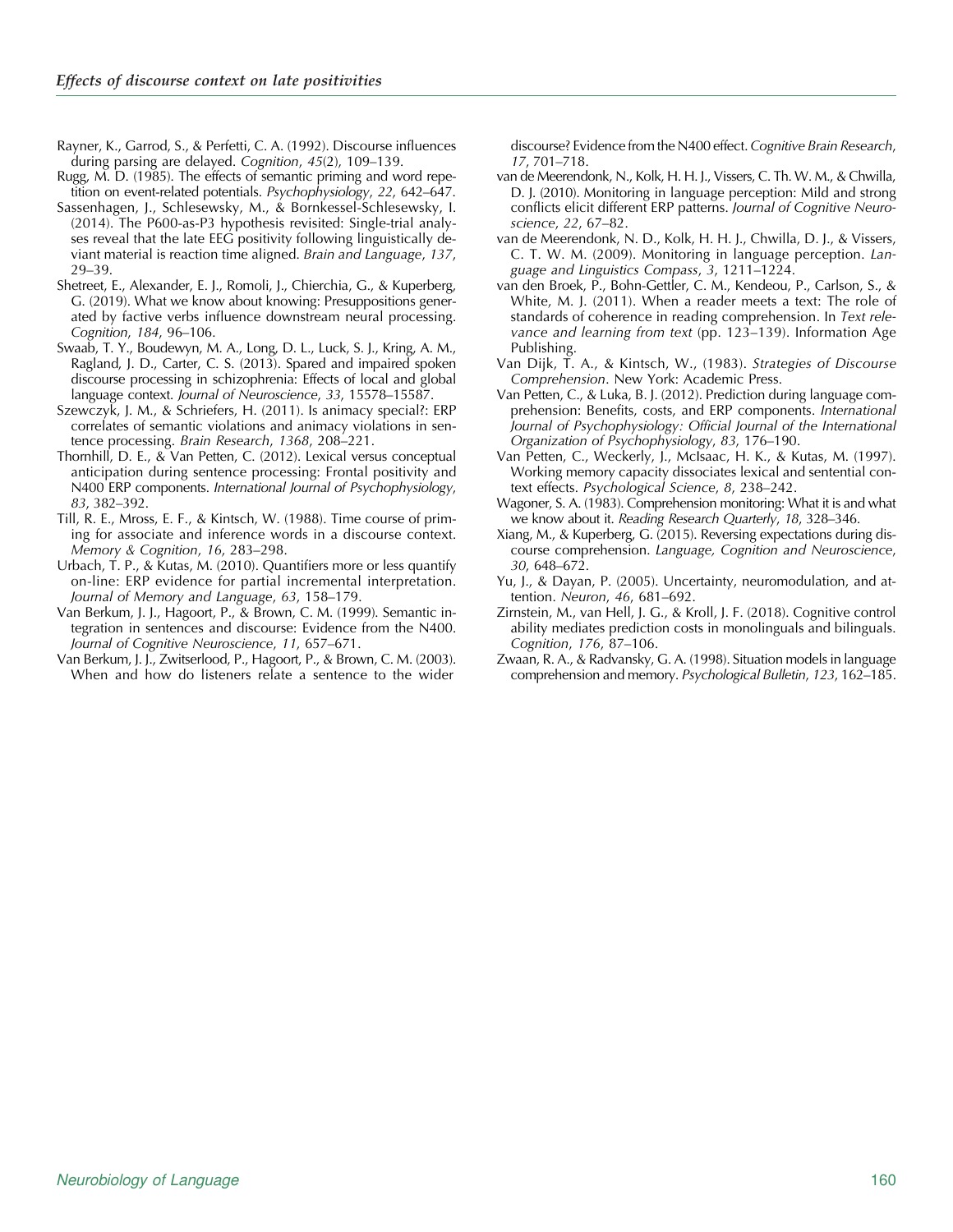Rayner, K., Garrod, S., & Perfetti, C. A. (1992). Discourse influences during parsing are delayed. *Cognition*, *45*(2), 109–139.

Rugg, M. D. (1985). The effects of semantic priming and word repetition on event-related potentials. *Psychophysiology*, *22*, 642–647.

Sassenhagen, J., Schlesewsky, M., & Bornkessel-Schlesewsky, I. (2014). The P600-as-P3 hypothesis revisited: Single-trial analyses reveal that the late EEG positivity following linguistically deviant material is reaction time aligned. *Brain and Language*, *137*, 29–39.

Shetreet, E., Alexander, E. J., Romoli, J., Chierchia, G., & Kuperberg, G. (2019). What we know about knowing: Presuppositions generated by factive verbs influence downstream neural processing. *Cognition*, *184*, 96–106.

Swaab, T. Y., Boudewyn, M. A., Long, D. L., Luck, S. J., Kring, A. M., Ragland, J. D., Carter, C. S. (2013). Spared and impaired spoken discourse processing in schizophrenia: Effects of local and global language context. *Journal of Neuroscience*, *33*, 15578–15587.

Szewczyk, J. M., & Schriefers, H. (2011). Is animacy special?: ERP correlates of semantic violations and animacy violations in sentence processing. *Brain Research*, *1368*, 208–221.

Thornhill, D. E., & Van Petten, C. (2012). Lexical versus conceptual anticipation during sentence processing: Frontal positivity and N400 ERP components. *International Journal of Psychophysiology*, *83*, 382–392.

Till, R. E., Mross, E. F., & Kintsch, W. (1988). Time course of priming for associate and inference words in a discourse context. *Memory & Cognition*, *16*, 283–298.

Urbach, T. P., & Kutas, M. (2010). Quantifiers more or less quantify on-line: ERP evidence for partial incremental interpretation. *Journal of Memory and Language*, *63*, 158–179.

Van Berkum, J. J., Hagoort, P., & Brown, C. M. (1999). Semantic integration in sentences and discourse: Evidence from the N400. *Journal of Cognitive Neuroscience*, *11*, 657–671.

Van Berkum, J. J., Zwitserlood, P., Hagoort, P., & Brown, C. M. (2003). When and how do listeners relate a sentence to the wider discourse? Evidence from the N400 effect. *Cognitive Brain Research*, *17*, 701–718.

van de Meerendonk, N., Kolk, H. H. J., Vissers, C. Th. W. M., & Chwilla, D. J. (2010). Monitoring in language perception: Mild and strong conflicts elicit different ERP patterns. *Journal of Cognitive Neuroscience*, *22*, 67–82.

van de Meerendonk, N. D., Kolk, H. H. J., Chwilla, D. J., & Vissers, C. T. W. M. (2009). Monitoring in language perception. *Language and Linguistics Compass*, *3*, 1211–1224.

van den Broek, P., Bohn-Gettler, C. M., Kendeou, P., Carlson, S., & White, M. J. (2011). When a reader meets a text: The role of standards of coherence in reading comprehension. In *Text relevance and learning from text* (pp. 123–139). Information Age Publishing.

Van Dijk, T. A., & Kintsch, W., (1983). *Strategies of Discourse Comprehension*. New York: Academic Press.

Van Petten, C., & Luka, B. J. (2012). Prediction during language comprehension: Benefits, costs, and ERP components. *International Journal of Psychophysiology: Official Journal of the International Organization of Psychophysiology*, *83*, 176–190.

Van Petten, C., Weckerly, J., McIsaac, H. K., & Kutas, M. (1997). Working memory capacity dissociates lexical and sentential context effects. *Psychological Science*, *8*, 238–242.

Wagoner, S. A. (1983). Comprehension monitoring: What it is and what we know about it. *Reading Research Quarterly*, *18*, 328–346.

Xiang, M., & Kuperberg, G. (2015). Reversing expectations during discourse comprehension. *Language, Cognition and Neuroscience*, *30*, 648–672.

Yu, J., & Dayan, P. (2005). Uncertainty, neuromodulation, and attention. *Neuron*, *46*, 681–692.

Zirnstein, M., van Hell, J. G., & Kroll, J. F. (2018). Cognitive control ability mediates prediction costs in monolinguals and bilinguals. *Cognition*, *176*, 87–106.

Zwaan, R. A., & Radvansky, G. A. (1998). Situation models in language comprehension and memory. *Psychological Bulletin*, *123*, 162–185.